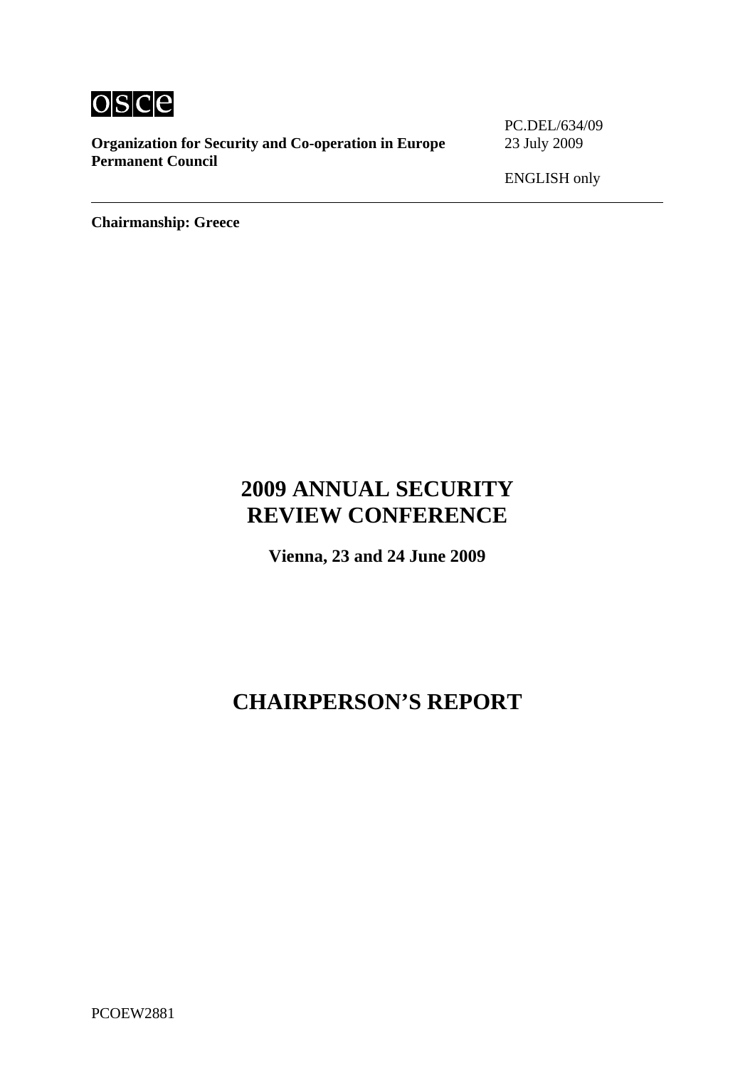**Organization for Security and Co-operation in Europe**
**Permanent Council**

PC.DEL/634/09
23 July 2009

ENGLISH only

---

**Chairmanship: Greece**

# 2009 ANNUAL SECURITY REVIEW CONFERENCE

**Vienna, 23 and 24 June 2009**

# CHAIRPERSON'S REPORT

PCOEW2881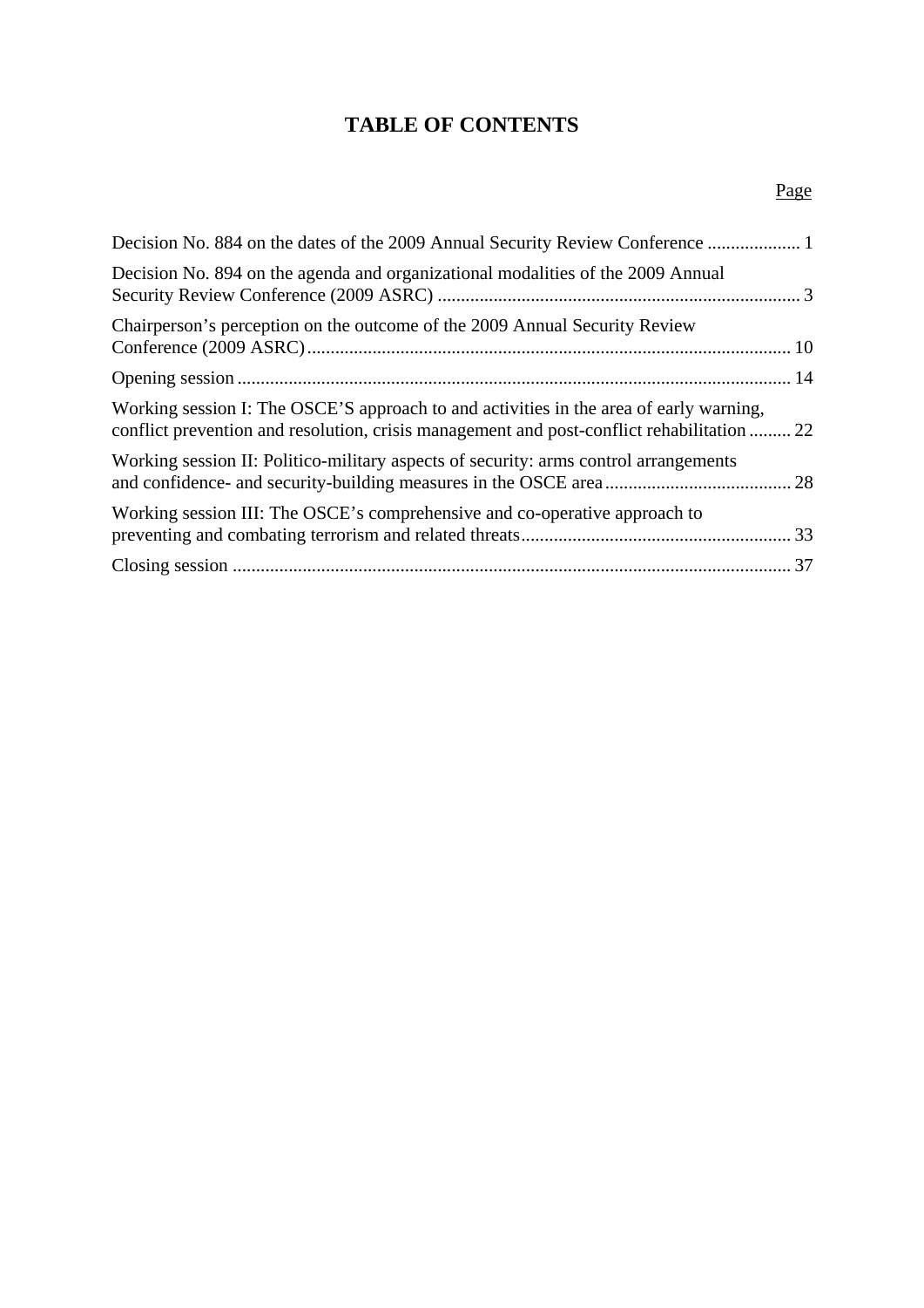# TABLE OF CONTENTS

| | Page |
|---|---|
| Decision No. 884 on the dates of the 2009 Annual Security Review Conference | 1 |
| Decision No. 894 on the agenda and organizational modalities of the 2009 Annual Security Review Conference (2009 ASRC) | 3 |
| Chairperson's perception on the outcome of the 2009 Annual Security Review Conference (2009 ASRC) | 10 |
| Opening session | 14 |
| Working session I: The OSCE'S approach to and activities in the area of early warning, conflict prevention and resolution, crisis management and post-conflict rehabilitation | 22 |
| Working session II: Politico-military aspects of security: arms control arrangements and confidence- and security-building measures in the OSCE area | 28 |
| Working session III: The OSCE's comprehensive and co-operative approach to preventing and combating terrorism and related threats | 33 |
| Closing session | 37 |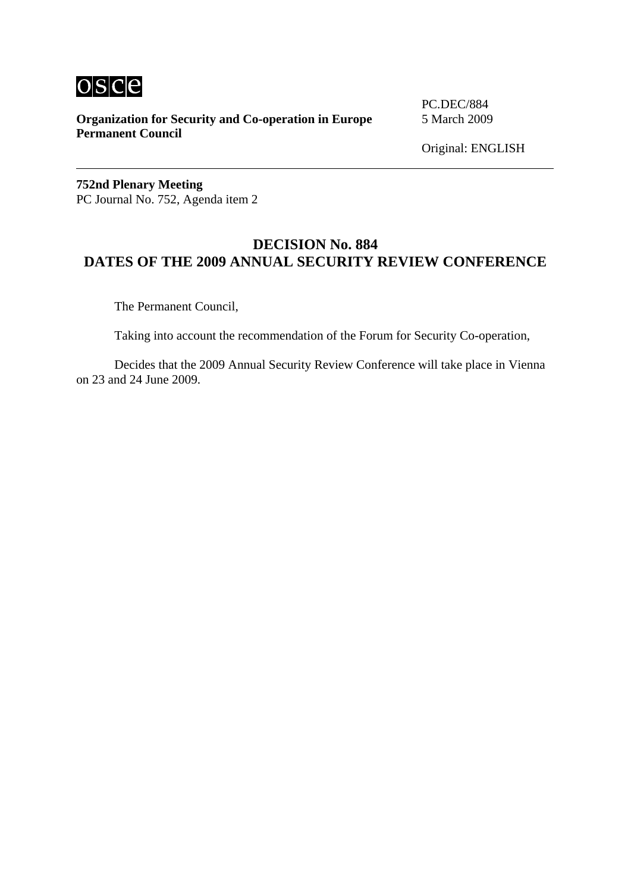osce

**Organization for Security and Co-operation in Europe**
**Permanent Council**

PC.DEC/884
5 March 2009

Original: ENGLISH

---

**752nd Plenary Meeting**
PC Journal No. 752, Agenda item 2

## DECISION No. 884
## DATES OF THE 2009 ANNUAL SECURITY REVIEW CONFERENCE

The Permanent Council,

Taking into account the recommendation of the Forum for Security Co-operation,

Decides that the 2009 Annual Security Review Conference will take place in Vienna on 23 and 24 June 2009.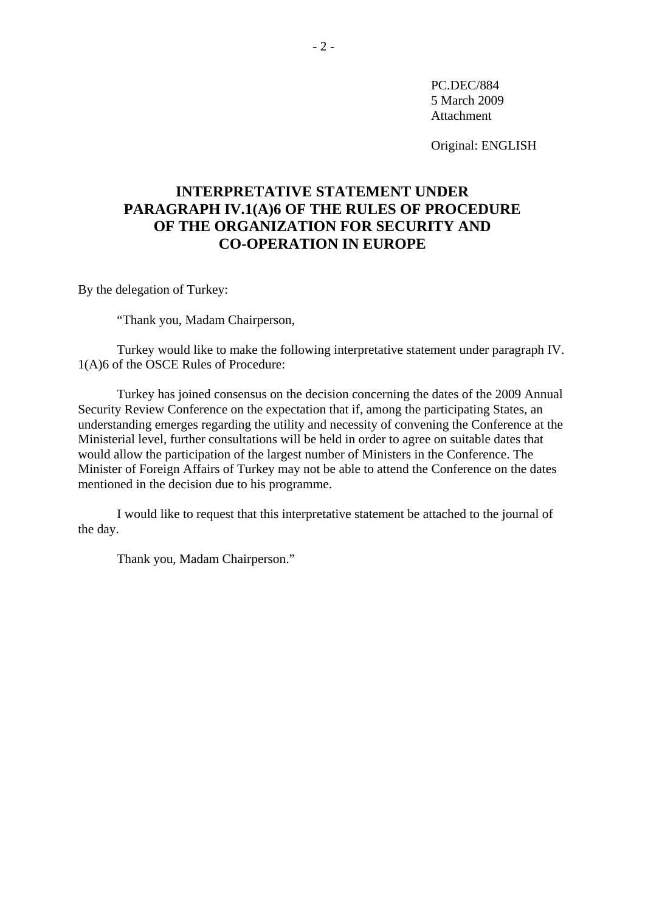PC.DEC/884
5 March 2009
Attachment

Original: ENGLISH

## INTERPRETATIVE STATEMENT UNDER PARAGRAPH IV.1(A)6 OF THE RULES OF PROCEDURE OF THE ORGANIZATION FOR SECURITY AND CO-OPERATION IN EUROPE

By the delegation of Turkey:

"Thank you, Madam Chairperson,

Turkey would like to make the following interpretative statement under paragraph IV. 1(A)6 of the OSCE Rules of Procedure:

Turkey has joined consensus on the decision concerning the dates of the 2009 Annual Security Review Conference on the expectation that if, among the participating States, an understanding emerges regarding the utility and necessity of convening the Conference at the Ministerial level, further consultations will be held in order to agree on suitable dates that would allow the participation of the largest number of Ministers in the Conference. The Minister of Foreign Affairs of Turkey may not be able to attend the Conference on the dates mentioned in the decision due to his programme.

I would like to request that this interpretative statement be attached to the journal of the day.

Thank you, Madam Chairperson."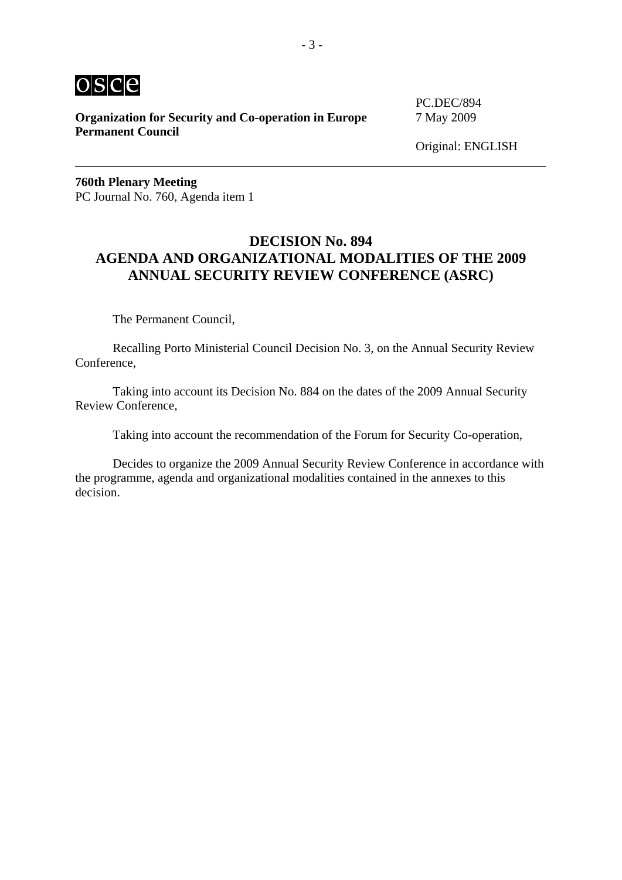osce

**Organization for Security and Co-operation in Europe**
**Permanent Council**

PC.DEC/894
7 May 2009

Original: ENGLISH

---

**760th Plenary Meeting**
PC Journal No. 760, Agenda item 1

## DECISION No. 894
## AGENDA AND ORGANIZATIONAL MODALITIES OF THE 2009 ANNUAL SECURITY REVIEW CONFERENCE (ASRC)

The Permanent Council,

Recalling Porto Ministerial Council Decision No. 3, on the Annual Security Review Conference,

Taking into account its Decision No. 884 on the dates of the 2009 Annual Security Review Conference,

Taking into account the recommendation of the Forum for Security Co-operation,

Decides to organize the 2009 Annual Security Review Conference in accordance with the programme, agenda and organizational modalities contained in the annexes to this decision.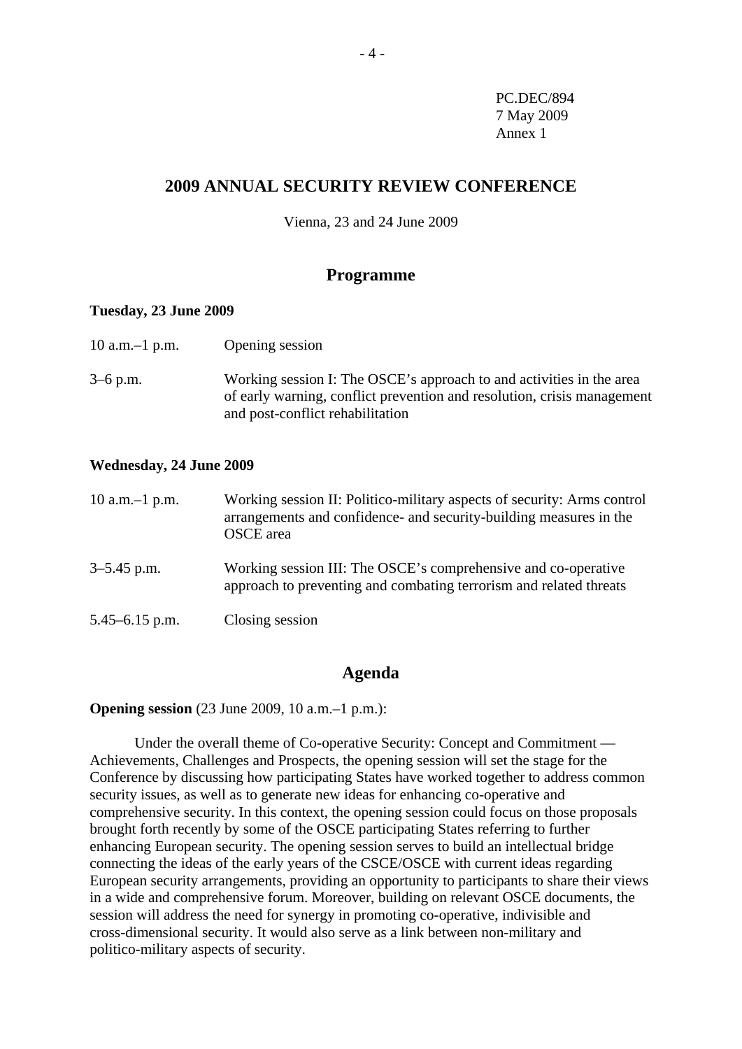PC.DEC/894
7 May 2009
Annex 1

## 2009 ANNUAL SECURITY REVIEW CONFERENCE

Vienna, 23 and 24 June 2009

### Programme

**Tuesday, 23 June 2009**

| | |
|---|---|
| 10 a.m.–1 p.m. | Opening session |
| 3–6 p.m. | Working session I: The OSCE's approach to and activities in the area of early warning, conflict prevention and resolution, crisis management and post-conflict rehabilitation |

**Wednesday, 24 June 2009**

| | |
|---|---|
| 10 a.m.–1 p.m. | Working session II: Politico-military aspects of security: Arms control arrangements and confidence- and security-building measures in the OSCE area |
| 3–5.45 p.m. | Working session III: The OSCE's comprehensive and co-operative approach to preventing and combating terrorism and related threats |
| 5.45–6.15 p.m. | Closing session |

### Agenda

**Opening session** (23 June 2009, 10 a.m.–1 p.m.):

Under the overall theme of Co-operative Security: Concept and Commitment — Achievements, Challenges and Prospects, the opening session will set the stage for the Conference by discussing how participating States have worked together to address common security issues, as well as to generate new ideas for enhancing co-operative and comprehensive security. In this context, the opening session could focus on those proposals brought forth recently by some of the OSCE participating States referring to further enhancing European security. The opening session serves to build an intellectual bridge connecting the ideas of the early years of the CSCE/OSCE with current ideas regarding European security arrangements, providing an opportunity to participants to share their views in a wide and comprehensive forum. Moreover, building on relevant OSCE documents, the session will address the need for synergy in promoting co-operative, indivisible and cross-dimensional security. It would also serve as a link between non-military and politico-military aspects of security.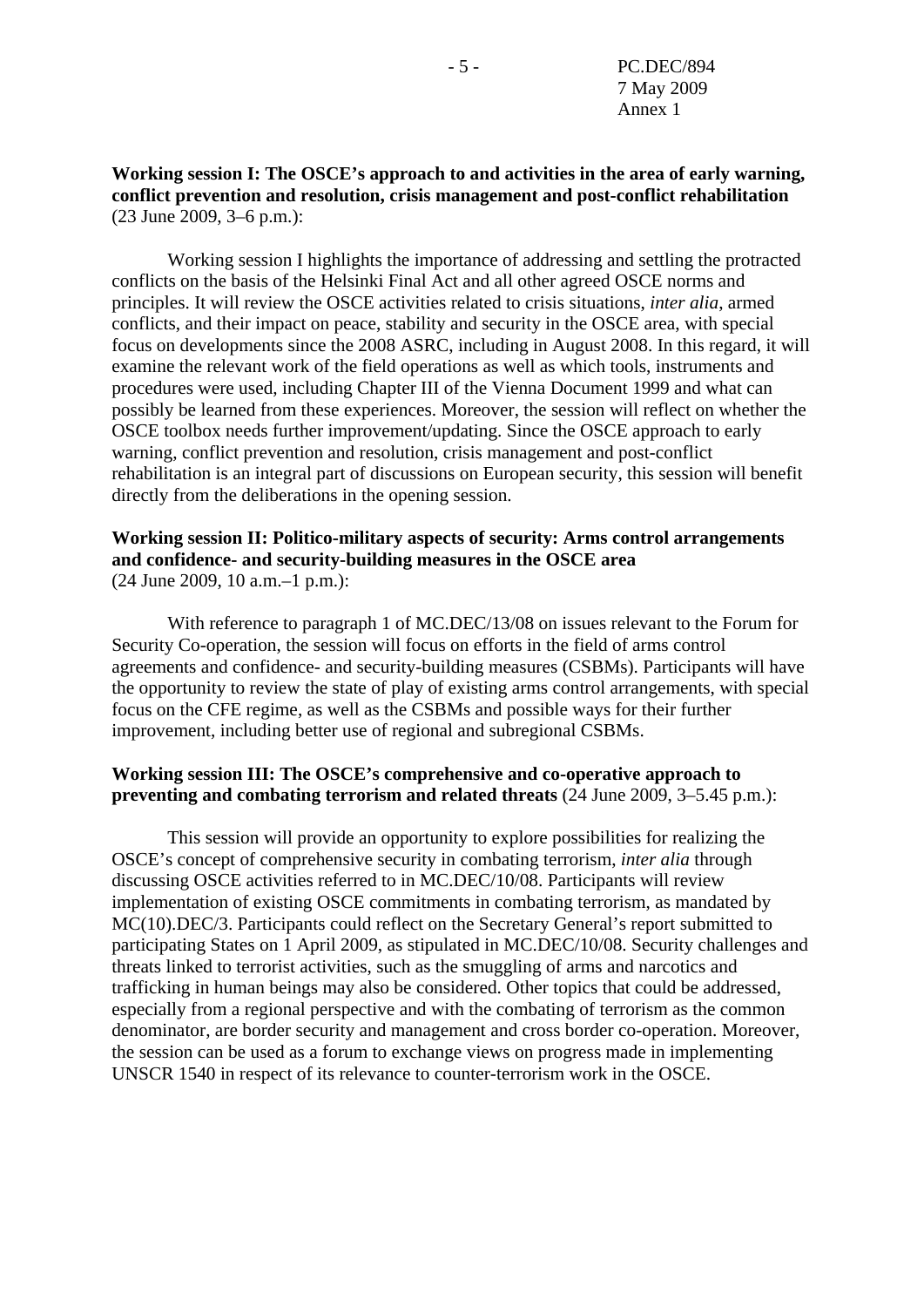**Working session I: The OSCE’s approach to and activities in the area of early warning, conflict prevention and resolution, crisis management and post-conflict rehabilitation** (23 June 2009, 3–6 p.m.):

Working session I highlights the importance of addressing and settling the protracted conflicts on the basis of the Helsinki Final Act and all other agreed OSCE norms and principles. It will review the OSCE activities related to crisis situations, *inter alia*, armed conflicts, and their impact on peace, stability and security in the OSCE area, with special focus on developments since the 2008 ASRC, including in August 2008. In this regard, it will examine the relevant work of the field operations as well as which tools, instruments and procedures were used, including Chapter III of the Vienna Document 1999 and what can possibly be learned from these experiences. Moreover, the session will reflect on whether the OSCE toolbox needs further improvement/updating. Since the OSCE approach to early warning, conflict prevention and resolution, crisis management and post-conflict rehabilitation is an integral part of discussions on European security, this session will benefit directly from the deliberations in the opening session.

**Working session II: Politico-military aspects of security: Arms control arrangements and confidence- and security-building measures in the OSCE area** (24 June 2009, 10 a.m.–1 p.m.):

With reference to paragraph 1 of MC.DEC/13/08 on issues relevant to the Forum for Security Co-operation, the session will focus on efforts in the field of arms control agreements and confidence- and security-building measures (CSBMs). Participants will have the opportunity to review the state of play of existing arms control arrangements, with special focus on the CFE regime, as well as the CSBMs and possible ways for their further improvement, including better use of regional and subregional CSBMs.

**Working session III: The OSCE’s comprehensive and co-operative approach to preventing and combating terrorism and related threats** (24 June 2009, 3–5.45 p.m.):

This session will provide an opportunity to explore possibilities for realizing the OSCE’s concept of comprehensive security in combating terrorism, *inter alia* through discussing OSCE activities referred to in MC.DEC/10/08. Participants will review implementation of existing OSCE commitments in combating terrorism, as mandated by MC(10).DEC/3. Participants could reflect on the Secretary General’s report submitted to participating States on 1 April 2009, as stipulated in MC.DEC/10/08. Security challenges and threats linked to terrorist activities, such as the smuggling of arms and narcotics and trafficking in human beings may also be considered. Other topics that could be addressed, especially from a regional perspective and with the combating of terrorism as the common denominator, are border security and management and cross border co-operation. Moreover, the session can be used as a forum to exchange views on progress made in implementing UNSCR 1540 in respect of its relevance to counter-terrorism work in the OSCE.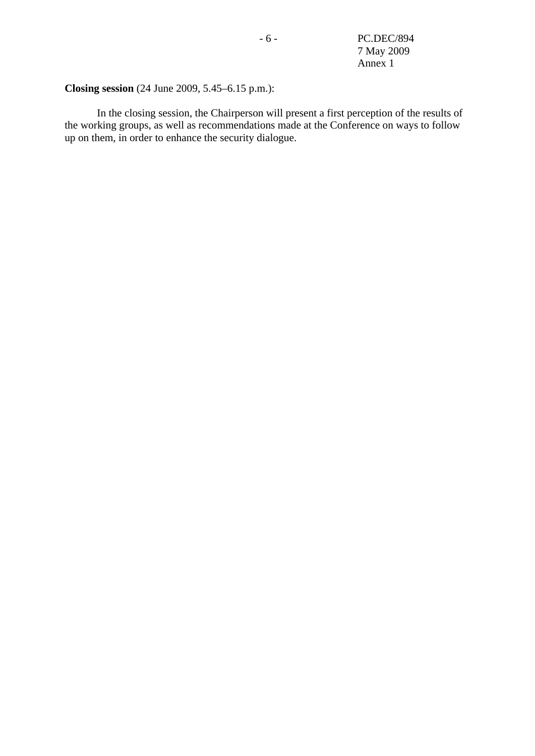**Closing session** (24 June 2009, 5.45–6.15 p.m.):

In the closing session, the Chairperson will present a first perception of the results of the working groups, as well as recommendations made at the Conference on ways to follow up on them, in order to enhance the security dialogue.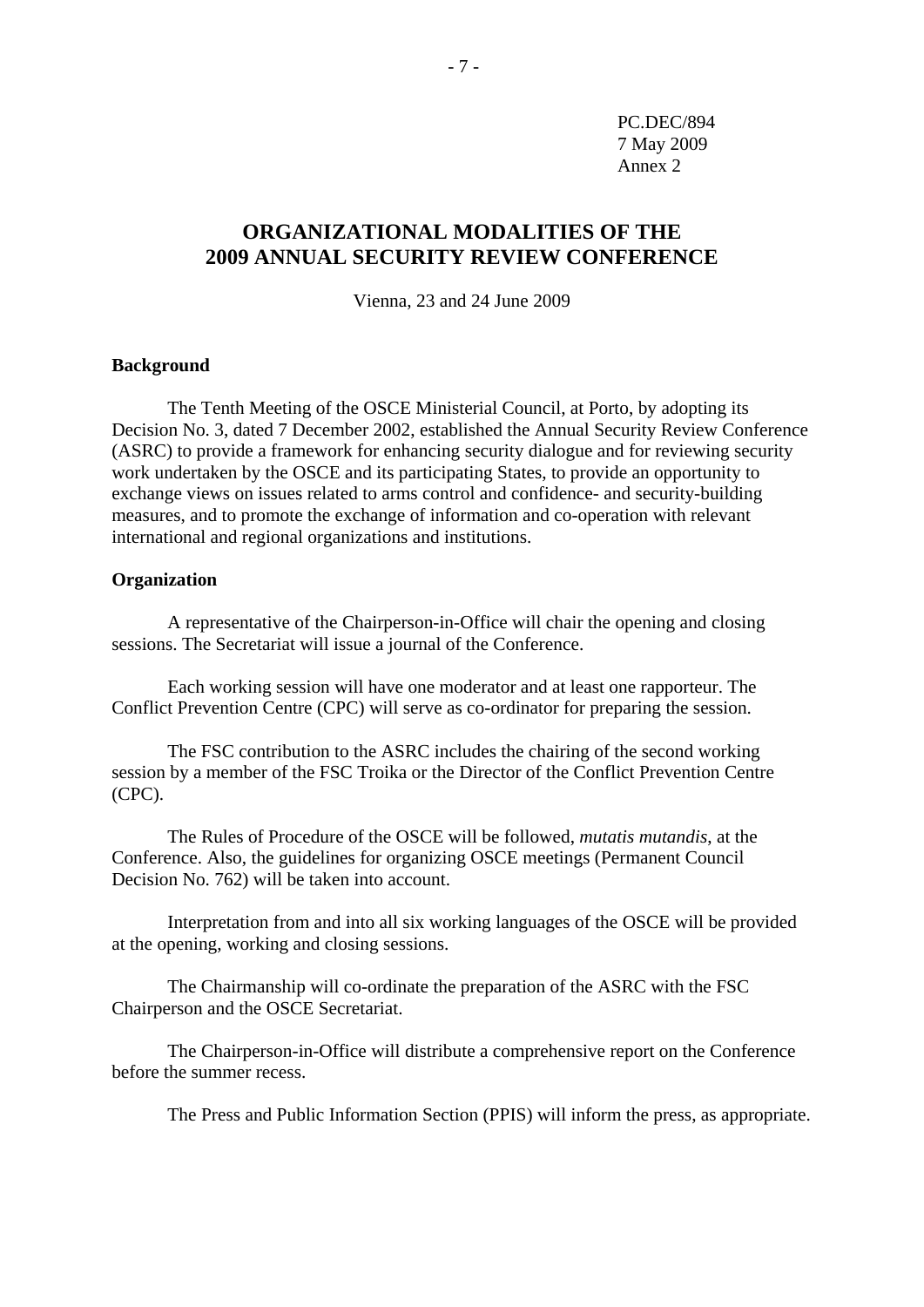PC.DEC/894
7 May 2009
Annex 2

# ORGANIZATIONAL MODALITIES OF THE 2009 ANNUAL SECURITY REVIEW CONFERENCE

Vienna, 23 and 24 June 2009

**Background**

The Tenth Meeting of the OSCE Ministerial Council, at Porto, by adopting its Decision No. 3, dated 7 December 2002, established the Annual Security Review Conference (ASRC) to provide a framework for enhancing security dialogue and for reviewing security work undertaken by the OSCE and its participating States, to provide an opportunity to exchange views on issues related to arms control and confidence- and security-building measures, and to promote the exchange of information and co-operation with relevant international and regional organizations and institutions.

**Organization**

A representative of the Chairperson-in-Office will chair the opening and closing sessions. The Secretariat will issue a journal of the Conference.

Each working session will have one moderator and at least one rapporteur. The Conflict Prevention Centre (CPC) will serve as co-ordinator for preparing the session.

The FSC contribution to the ASRC includes the chairing of the second working session by a member of the FSC Troika or the Director of the Conflict Prevention Centre (CPC).

The Rules of Procedure of the OSCE will be followed, *mutatis mutandis*, at the Conference. Also, the guidelines for organizing OSCE meetings (Permanent Council Decision No. 762) will be taken into account.

Interpretation from and into all six working languages of the OSCE will be provided at the opening, working and closing sessions.

The Chairmanship will co-ordinate the preparation of the ASRC with the FSC Chairperson and the OSCE Secretariat.

The Chairperson-in-Office will distribute a comprehensive report on the Conference before the summer recess.

The Press and Public Information Section (PPIS) will inform the press, as appropriate.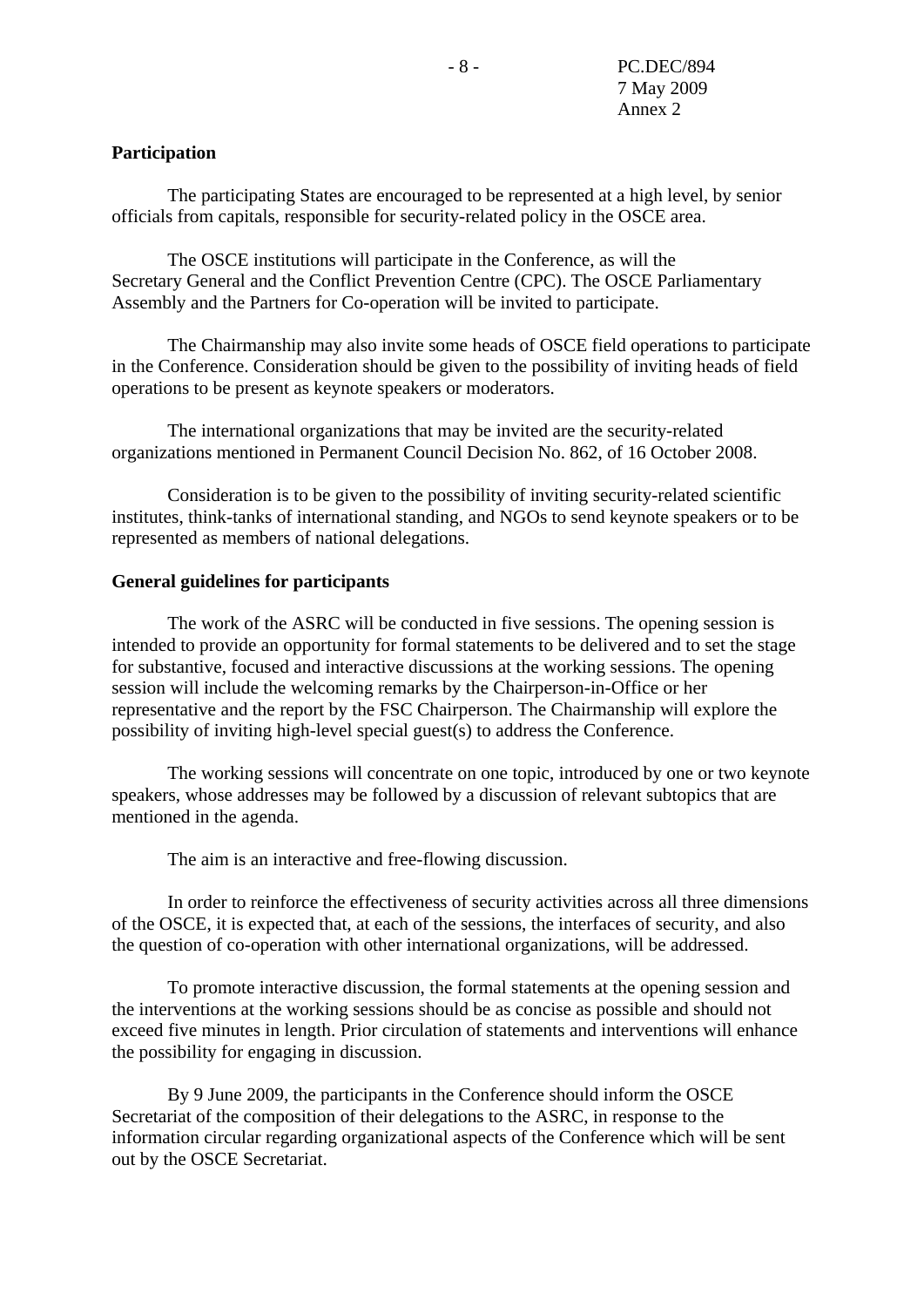**Participation**

The participating States are encouraged to be represented at a high level, by senior officials from capitals, responsible for security-related policy in the OSCE area.

The OSCE institutions will participate in the Conference, as will the Secretary General and the Conflict Prevention Centre (CPC). The OSCE Parliamentary Assembly and the Partners for Co-operation will be invited to participate.

The Chairmanship may also invite some heads of OSCE field operations to participate in the Conference. Consideration should be given to the possibility of inviting heads of field operations to be present as keynote speakers or moderators.

The international organizations that may be invited are the security-related organizations mentioned in Permanent Council Decision No. 862, of 16 October 2008.

Consideration is to be given to the possibility of inviting security-related scientific institutes, think-tanks of international standing, and NGOs to send keynote speakers or to be represented as members of national delegations.

**General guidelines for participants**

The work of the ASRC will be conducted in five sessions. The opening session is intended to provide an opportunity for formal statements to be delivered and to set the stage for substantive, focused and interactive discussions at the working sessions. The opening session will include the welcoming remarks by the Chairperson-in-Office or her representative and the report by the FSC Chairperson. The Chairmanship will explore the possibility of inviting high-level special guest(s) to address the Conference.

The working sessions will concentrate on one topic, introduced by one or two keynote speakers, whose addresses may be followed by a discussion of relevant subtopics that are mentioned in the agenda.

The aim is an interactive and free-flowing discussion.

In order to reinforce the effectiveness of security activities across all three dimensions of the OSCE, it is expected that, at each of the sessions, the interfaces of security, and also the question of co-operation with other international organizations, will be addressed.

To promote interactive discussion, the formal statements at the opening session and the interventions at the working sessions should be as concise as possible and should not exceed five minutes in length. Prior circulation of statements and interventions will enhance the possibility for engaging in discussion.

By 9 June 2009, the participants in the Conference should inform the OSCE Secretariat of the composition of their delegations to the ASRC, in response to the information circular regarding organizational aspects of the Conference which will be sent out by the OSCE Secretariat.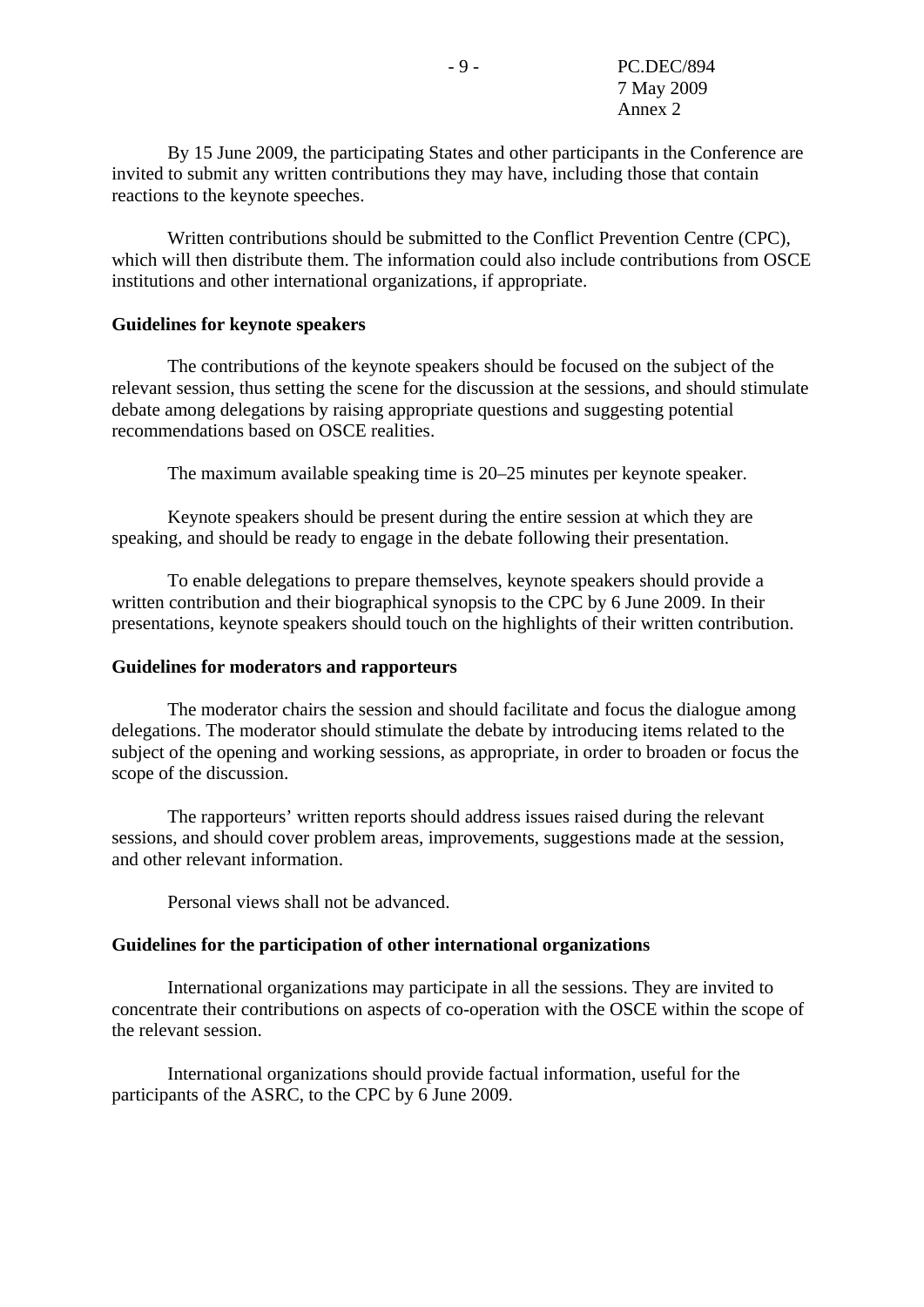By 15 June 2009, the participating States and other participants in the Conference are invited to submit any written contributions they may have, including those that contain reactions to the keynote speeches.

Written contributions should be submitted to the Conflict Prevention Centre (CPC), which will then distribute them. The information could also include contributions from OSCE institutions and other international organizations, if appropriate.

**Guidelines for keynote speakers**

The contributions of the keynote speakers should be focused on the subject of the relevant session, thus setting the scene for the discussion at the sessions, and should stimulate debate among delegations by raising appropriate questions and suggesting potential recommendations based on OSCE realities.

The maximum available speaking time is 20–25 minutes per keynote speaker.

Keynote speakers should be present during the entire session at which they are speaking, and should be ready to engage in the debate following their presentation.

To enable delegations to prepare themselves, keynote speakers should provide a written contribution and their biographical synopsis to the CPC by 6 June 2009. In their presentations, keynote speakers should touch on the highlights of their written contribution.

**Guidelines for moderators and rapporteurs**

The moderator chairs the session and should facilitate and focus the dialogue among delegations. The moderator should stimulate the debate by introducing items related to the subject of the opening and working sessions, as appropriate, in order to broaden or focus the scope of the discussion.

The rapporteurs' written reports should address issues raised during the relevant sessions, and should cover problem areas, improvements, suggestions made at the session, and other relevant information.

Personal views shall not be advanced.

**Guidelines for the participation of other international organizations**

International organizations may participate in all the sessions. They are invited to concentrate their contributions on aspects of co-operation with the OSCE within the scope of the relevant session.

International organizations should provide factual information, useful for the participants of the ASRC, to the CPC by 6 June 2009.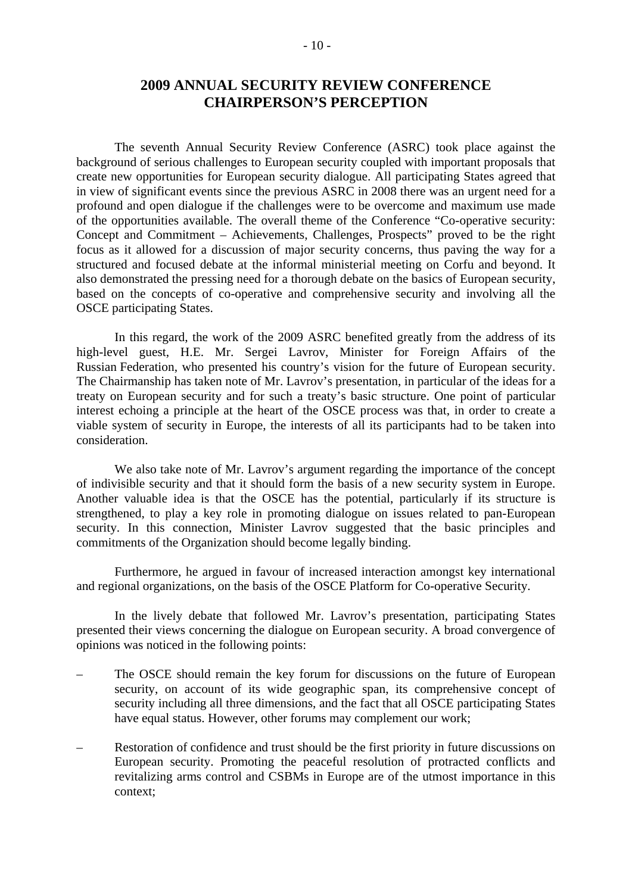# 2009 ANNUAL SECURITY REVIEW CONFERENCE CHAIRPERSON'S PERCEPTION

The seventh Annual Security Review Conference (ASRC) took place against the background of serious challenges to European security coupled with important proposals that create new opportunities for European security dialogue. All participating States agreed that in view of significant events since the previous ASRC in 2008 there was an urgent need for a profound and open dialogue if the challenges were to be overcome and maximum use made of the opportunities available. The overall theme of the Conference "Co-operative security: Concept and Commitment – Achievements, Challenges, Prospects" proved to be the right focus as it allowed for a discussion of major security concerns, thus paving the way for a structured and focused debate at the informal ministerial meeting on Corfu and beyond. It also demonstrated the pressing need for a thorough debate on the basics of European security, based on the concepts of co-operative and comprehensive security and involving all the OSCE participating States.

In this regard, the work of the 2009 ASRC benefited greatly from the address of its high-level guest, H.E. Mr. Sergei Lavrov, Minister for Foreign Affairs of the Russian Federation, who presented his country's vision for the future of European security. The Chairmanship has taken note of Mr. Lavrov's presentation, in particular of the ideas for a treaty on European security and for such a treaty's basic structure. One point of particular interest echoing a principle at the heart of the OSCE process was that, in order to create a viable system of security in Europe, the interests of all its participants had to be taken into consideration.

We also take note of Mr. Lavrov's argument regarding the importance of the concept of indivisible security and that it should form the basis of a new security system in Europe. Another valuable idea is that the OSCE has the potential, particularly if its structure is strengthened, to play a key role in promoting dialogue on issues related to pan-European security. In this connection, Minister Lavrov suggested that the basic principles and commitments of the Organization should become legally binding.

Furthermore, he argued in favour of increased interaction amongst key international and regional organizations, on the basis of the OSCE Platform for Co-operative Security.

In the lively debate that followed Mr. Lavrov's presentation, participating States presented their views concerning the dialogue on European security. A broad convergence of opinions was noticed in the following points:

– The OSCE should remain the key forum for discussions on the future of European security, on account of its wide geographic span, its comprehensive concept of security including all three dimensions, and the fact that all OSCE participating States have equal status. However, other forums may complement our work;

– Restoration of confidence and trust should be the first priority in future discussions on European security. Promoting the peaceful resolution of protracted conflicts and revitalizing arms control and CSBMs in Europe are of the utmost importance in this context;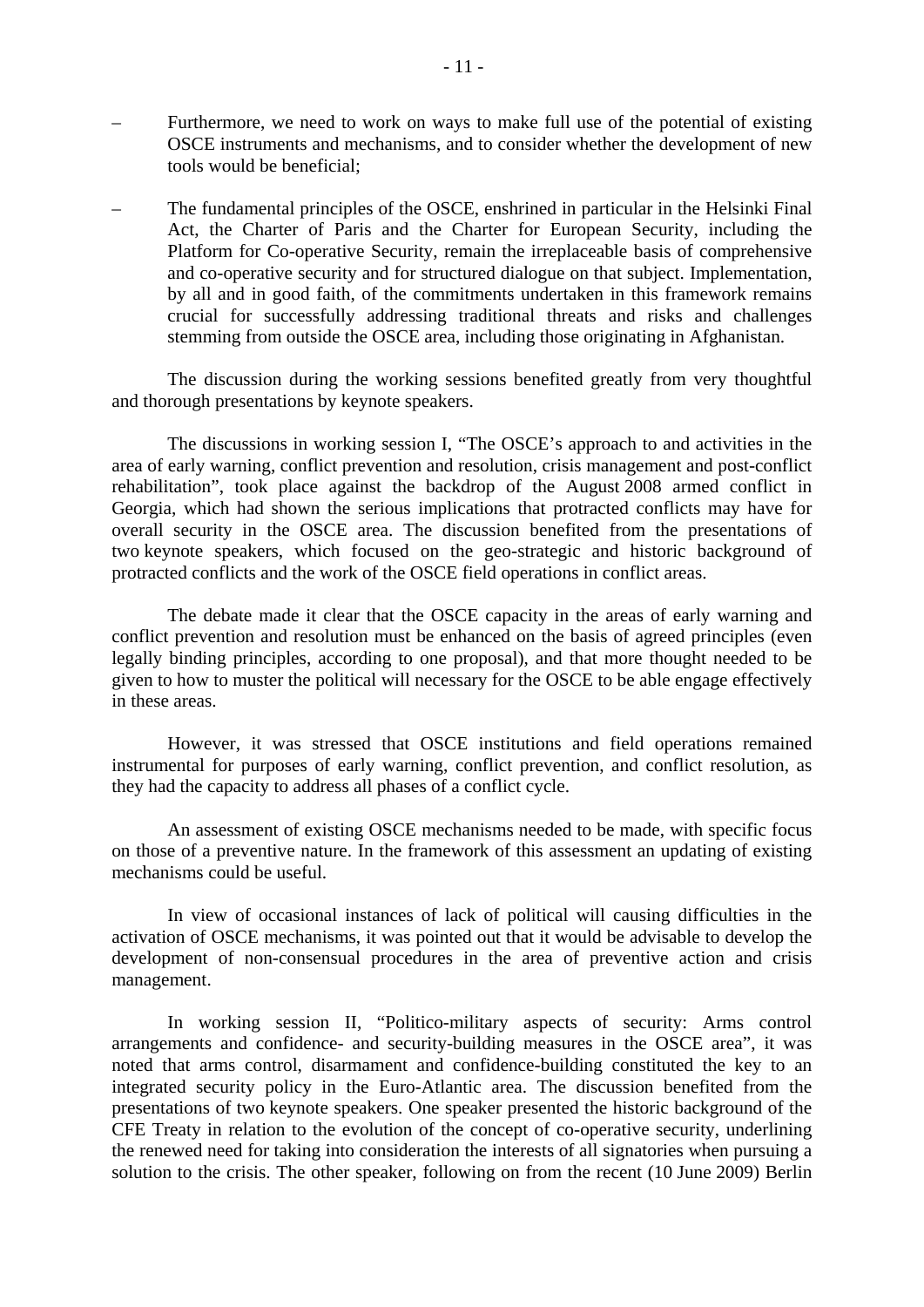– Furthermore, we need to work on ways to make full use of the potential of existing OSCE instruments and mechanisms, and to consider whether the development of new tools would be beneficial;

– The fundamental principles of the OSCE, enshrined in particular in the Helsinki Final Act, the Charter of Paris and the Charter for European Security, including the Platform for Co-operative Security, remain the irreplaceable basis of comprehensive and co-operative security and for structured dialogue on that subject. Implementation, by all and in good faith, of the commitments undertaken in this framework remains crucial for successfully addressing traditional threats and risks and challenges stemming from outside the OSCE area, including those originating in Afghanistan.

The discussion during the working sessions benefited greatly from very thoughtful and thorough presentations by keynote speakers.

The discussions in working session I, "The OSCE's approach to and activities in the area of early warning, conflict prevention and resolution, crisis management and post-conflict rehabilitation", took place against the backdrop of the August 2008 armed conflict in Georgia, which had shown the serious implications that protracted conflicts may have for overall security in the OSCE area. The discussion benefited from the presentations of two keynote speakers, which focused on the geo-strategic and historic background of protracted conflicts and the work of the OSCE field operations in conflict areas.

The debate made it clear that the OSCE capacity in the areas of early warning and conflict prevention and resolution must be enhanced on the basis of agreed principles (even legally binding principles, according to one proposal), and that more thought needed to be given to how to muster the political will necessary for the OSCE to be able engage effectively in these areas.

However, it was stressed that OSCE institutions and field operations remained instrumental for purposes of early warning, conflict prevention, and conflict resolution, as they had the capacity to address all phases of a conflict cycle.

An assessment of existing OSCE mechanisms needed to be made, with specific focus on those of a preventive nature. In the framework of this assessment an updating of existing mechanisms could be useful.

In view of occasional instances of lack of political will causing difficulties in the activation of OSCE mechanisms, it was pointed out that it would be advisable to develop the development of non-consensual procedures in the area of preventive action and crisis management.

In working session II, "Politico-military aspects of security: Arms control arrangements and confidence- and security-building measures in the OSCE area", it was noted that arms control, disarmament and confidence-building constituted the key to an integrated security policy in the Euro-Atlantic area. The discussion benefited from the presentations of two keynote speakers. One speaker presented the historic background of the CFE Treaty in relation to the evolution of the concept of co-operative security, underlining the renewed need for taking into consideration the interests of all signatories when pursuing a solution to the crisis. The other speaker, following on from the recent (10 June 2009) Berlin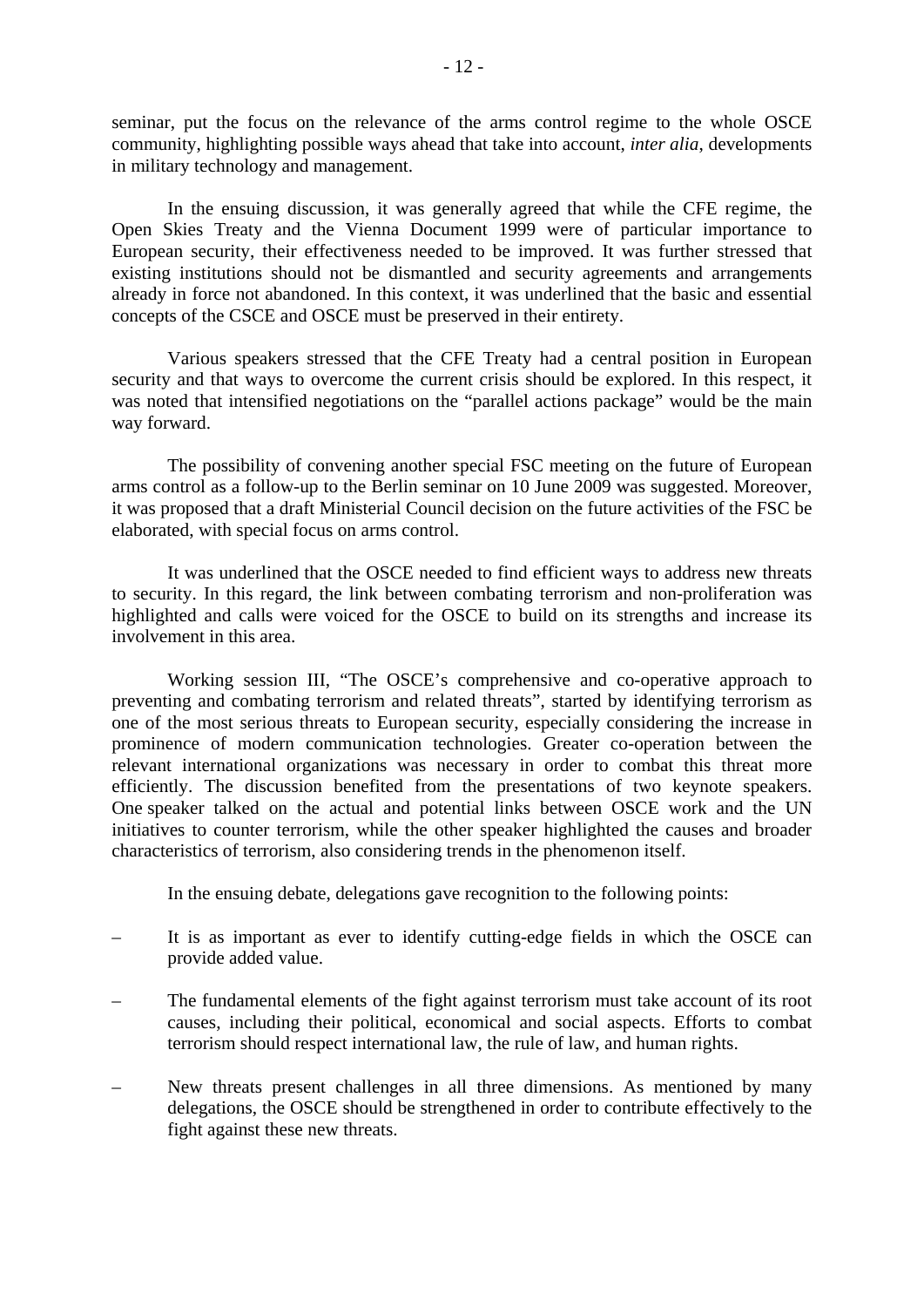seminar, put the focus on the relevance of the arms control regime to the whole OSCE community, highlighting possible ways ahead that take into account, *inter alia*, developments in military technology and management.

In the ensuing discussion, it was generally agreed that while the CFE regime, the Open Skies Treaty and the Vienna Document 1999 were of particular importance to European security, their effectiveness needed to be improved. It was further stressed that existing institutions should not be dismantled and security agreements and arrangements already in force not abandoned. In this context, it was underlined that the basic and essential concepts of the CSCE and OSCE must be preserved in their entirety.

Various speakers stressed that the CFE Treaty had a central position in European security and that ways to overcome the current crisis should be explored. In this respect, it was noted that intensified negotiations on the "parallel actions package" would be the main way forward.

The possibility of convening another special FSC meeting on the future of European arms control as a follow-up to the Berlin seminar on 10 June 2009 was suggested. Moreover, it was proposed that a draft Ministerial Council decision on the future activities of the FSC be elaborated, with special focus on arms control.

It was underlined that the OSCE needed to find efficient ways to address new threats to security. In this regard, the link between combating terrorism and non-proliferation was highlighted and calls were voiced for the OSCE to build on its strengths and increase its involvement in this area.

Working session III, "The OSCE's comprehensive and co-operative approach to preventing and combating terrorism and related threats", started by identifying terrorism as one of the most serious threats to European security, especially considering the increase in prominence of modern communication technologies. Greater co-operation between the relevant international organizations was necessary in order to combat this threat more efficiently. The discussion benefited from the presentations of two keynote speakers. One speaker talked on the actual and potential links between OSCE work and the UN initiatives to counter terrorism, while the other speaker highlighted the causes and broader characteristics of terrorism, also considering trends in the phenomenon itself.

In the ensuing debate, delegations gave recognition to the following points:

– It is as important as ever to identify cutting-edge fields in which the OSCE can provide added value.

– The fundamental elements of the fight against terrorism must take account of its root causes, including their political, economical and social aspects. Efforts to combat terrorism should respect international law, the rule of law, and human rights.

– New threats present challenges in all three dimensions. As mentioned by many delegations, the OSCE should be strengthened in order to contribute effectively to the fight against these new threats.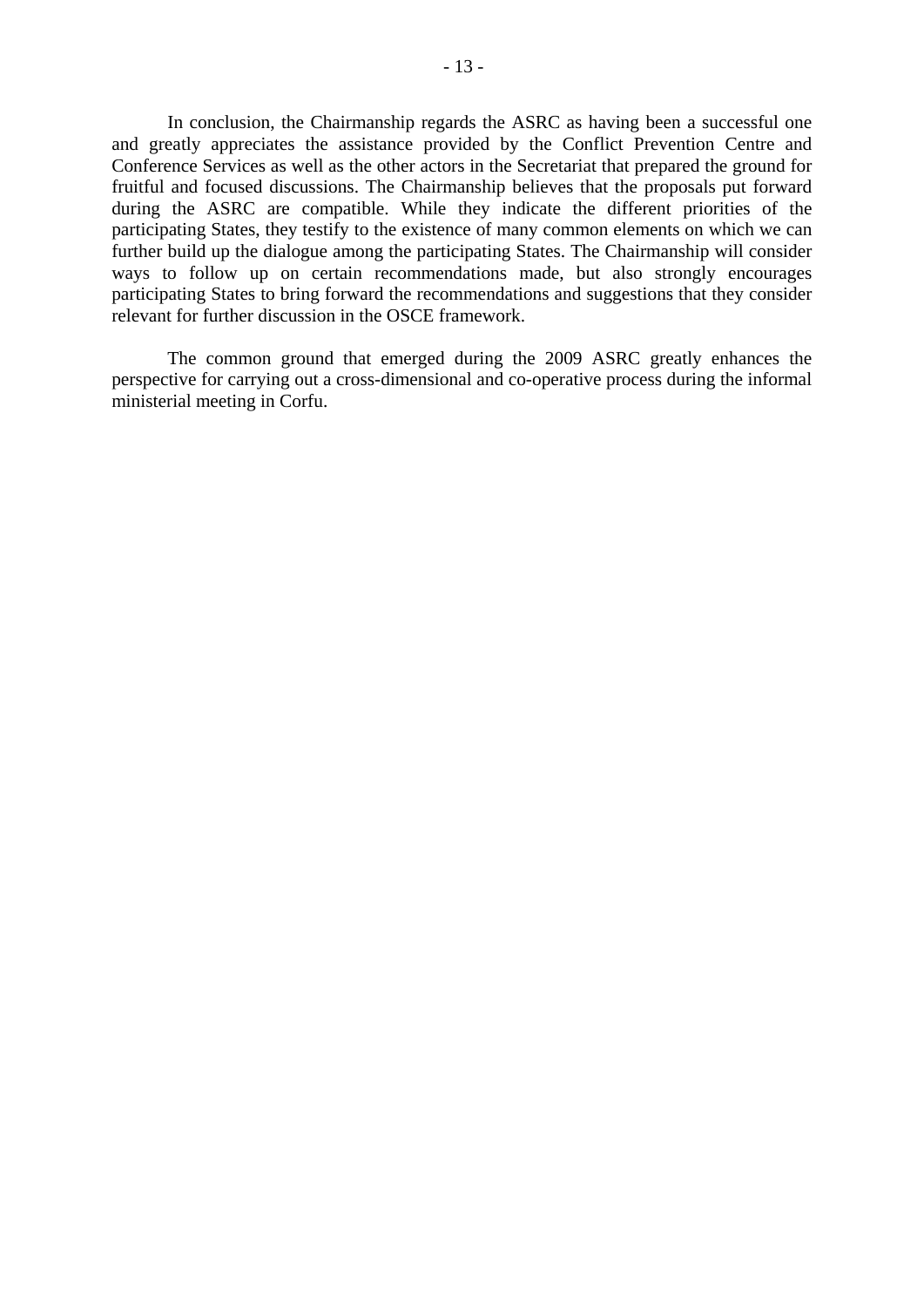In conclusion, the Chairmanship regards the ASRC as having been a successful one and greatly appreciates the assistance provided by the Conflict Prevention Centre and Conference Services as well as the other actors in the Secretariat that prepared the ground for fruitful and focused discussions. The Chairmanship believes that the proposals put forward during the ASRC are compatible. While they indicate the different priorities of the participating States, they testify to the existence of many common elements on which we can further build up the dialogue among the participating States. The Chairmanship will consider ways to follow up on certain recommendations made, but also strongly encourages participating States to bring forward the recommendations and suggestions that they consider relevant for further discussion in the OSCE framework.

The common ground that emerged during the 2009 ASRC greatly enhances the perspective for carrying out a cross-dimensional and co-operative process during the informal ministerial meeting in Corfu.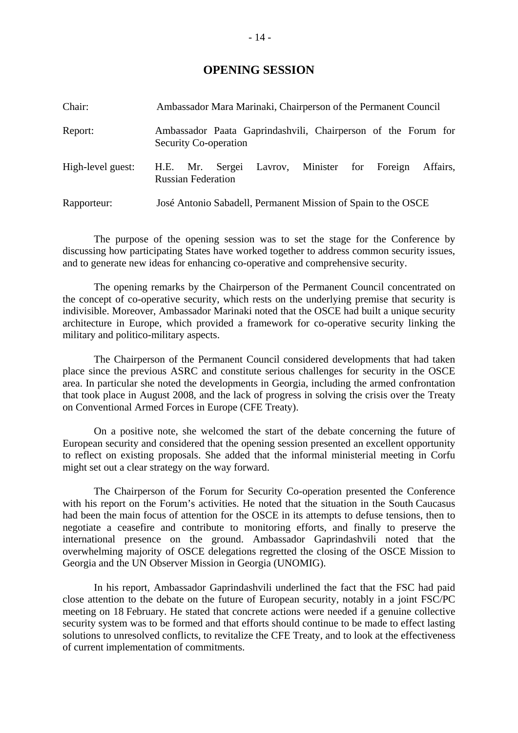## OPENING SESSION

| | |
|---|---|
| Chair: | Ambassador Mara Marinaki, Chairperson of the Permanent Council |
| Report: | Ambassador Paata Gaprindashvili, Chairperson of the Forum for Security Co-operation |
| High-level guest: | H.E. Mr. Sergei Lavrov, Minister for Foreign Affairs, Russian Federation |
| Rapporteur: | José Antonio Sabadell, Permanent Mission of Spain to the OSCE |

The purpose of the opening session was to set the stage for the Conference by discussing how participating States have worked together to address common security issues, and to generate new ideas for enhancing co-operative and comprehensive security.

The opening remarks by the Chairperson of the Permanent Council concentrated on the concept of co-operative security, which rests on the underlying premise that security is indivisible. Moreover, Ambassador Marinaki noted that the OSCE had built a unique security architecture in Europe, which provided a framework for co-operative security linking the military and politico-military aspects.

The Chairperson of the Permanent Council considered developments that had taken place since the previous ASRC and constitute serious challenges for security in the OSCE area. In particular she noted the developments in Georgia, including the armed confrontation that took place in August 2008, and the lack of progress in solving the crisis over the Treaty on Conventional Armed Forces in Europe (CFE Treaty).

On a positive note, she welcomed the start of the debate concerning the future of European security and considered that the opening session presented an excellent opportunity to reflect on existing proposals. She added that the informal ministerial meeting in Corfu might set out a clear strategy on the way forward.

The Chairperson of the Forum for Security Co-operation presented the Conference with his report on the Forum's activities. He noted that the situation in the South Caucasus had been the main focus of attention for the OSCE in its attempts to defuse tensions, then to negotiate a ceasefire and contribute to monitoring efforts, and finally to preserve the international presence on the ground. Ambassador Gaprindashvili noted that the overwhelming majority of OSCE delegations regretted the closing of the OSCE Mission to Georgia and the UN Observer Mission in Georgia (UNOMIG).

In his report, Ambassador Gaprindashvili underlined the fact that the FSC had paid close attention to the debate on the future of European security, notably in a joint FSC/PC meeting on 18 February. He stated that concrete actions were needed if a genuine collective security system was to be formed and that efforts should continue to be made to effect lasting solutions to unresolved conflicts, to revitalize the CFE Treaty, and to look at the effectiveness of current implementation of commitments.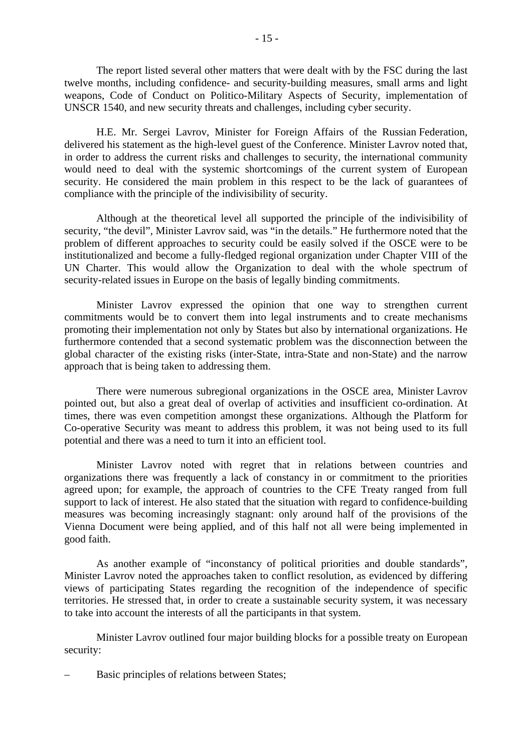The report listed several other matters that were dealt with by the FSC during the last twelve months, including confidence- and security-building measures, small arms and light weapons, Code of Conduct on Politico-Military Aspects of Security, implementation of UNSCR 1540, and new security threats and challenges, including cyber security.

H.E. Mr. Sergei Lavrov, Minister for Foreign Affairs of the Russian Federation, delivered his statement as the high-level guest of the Conference. Minister Lavrov noted that, in order to address the current risks and challenges to security, the international community would need to deal with the systemic shortcomings of the current system of European security. He considered the main problem in this respect to be the lack of guarantees of compliance with the principle of the indivisibility of security.

Although at the theoretical level all supported the principle of the indivisibility of security, "the devil", Minister Lavrov said, was "in the details." He furthermore noted that the problem of different approaches to security could be easily solved if the OSCE were to be institutionalized and become a fully-fledged regional organization under Chapter VIII of the UN Charter. This would allow the Organization to deal with the whole spectrum of security-related issues in Europe on the basis of legally binding commitments.

Minister Lavrov expressed the opinion that one way to strengthen current commitments would be to convert them into legal instruments and to create mechanisms promoting their implementation not only by States but also by international organizations. He furthermore contended that a second systematic problem was the disconnection between the global character of the existing risks (inter-State, intra-State and non-State) and the narrow approach that is being taken to addressing them.

There were numerous subregional organizations in the OSCE area, Minister Lavrov pointed out, but also a great deal of overlap of activities and insufficient co-ordination. At times, there was even competition amongst these organizations. Although the Platform for Co-operative Security was meant to address this problem, it was not being used to its full potential and there was a need to turn it into an efficient tool.

Minister Lavrov noted with regret that in relations between countries and organizations there was frequently a lack of constancy in or commitment to the priorities agreed upon; for example, the approach of countries to the CFE Treaty ranged from full support to lack of interest. He also stated that the situation with regard to confidence-building measures was becoming increasingly stagnant: only around half of the provisions of the Vienna Document were being applied, and of this half not all were being implemented in good faith.

As another example of "inconstancy of political priorities and double standards", Minister Lavrov noted the approaches taken to conflict resolution, as evidenced by differing views of participating States regarding the recognition of the independence of specific territories. He stressed that, in order to create a sustainable security system, it was necessary to take into account the interests of all the participants in that system.

Minister Lavrov outlined four major building blocks for a possible treaty on European security:

– Basic principles of relations between States;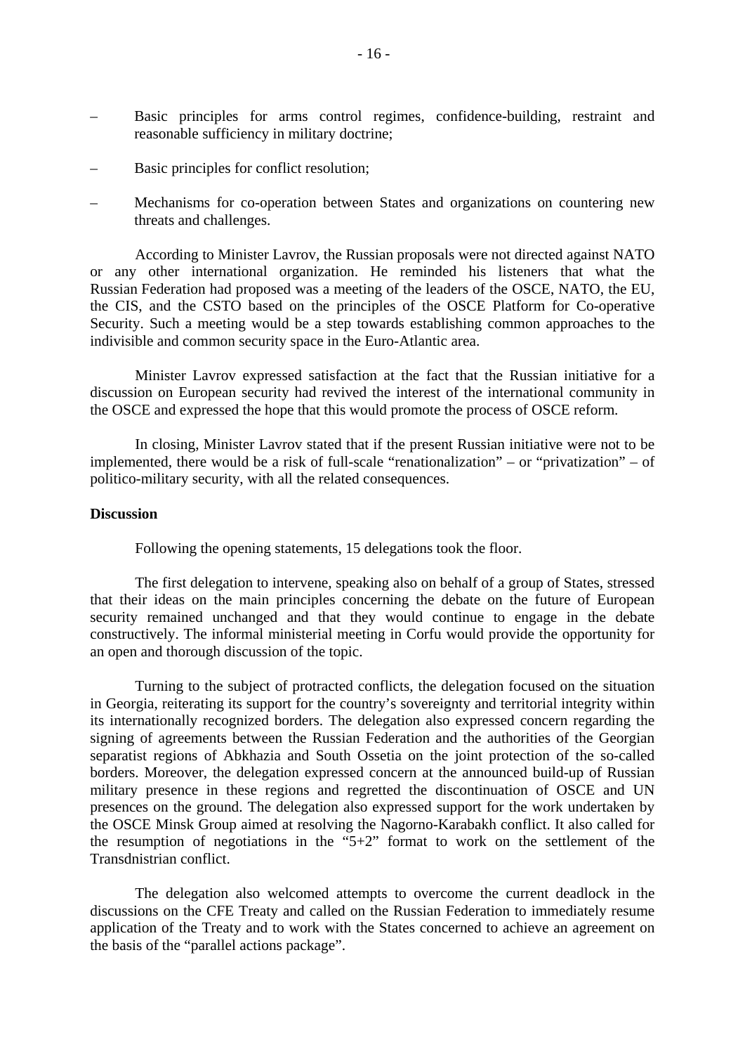- Basic principles for arms control regimes, confidence-building, restraint and reasonable sufficiency in military doctrine;
- Basic principles for conflict resolution;
- Mechanisms for co-operation between States and organizations on countering new threats and challenges.

According to Minister Lavrov, the Russian proposals were not directed against NATO or any other international organization. He reminded his listeners that what the Russian Federation had proposed was a meeting of the leaders of the OSCE, NATO, the EU, the CIS, and the CSTO based on the principles of the OSCE Platform for Co-operative Security. Such a meeting would be a step towards establishing common approaches to the indivisible and common security space in the Euro-Atlantic area.

Minister Lavrov expressed satisfaction at the fact that the Russian initiative for a discussion on European security had revived the interest of the international community in the OSCE and expressed the hope that this would promote the process of OSCE reform.

In closing, Minister Lavrov stated that if the present Russian initiative were not to be implemented, there would be a risk of full-scale "renationalization" – or "privatization" – of politico-military security, with all the related consequences.

**Discussion**

Following the opening statements, 15 delegations took the floor.

The first delegation to intervene, speaking also on behalf of a group of States, stressed that their ideas on the main principles concerning the debate on the future of European security remained unchanged and that they would continue to engage in the debate constructively. The informal ministerial meeting in Corfu would provide the opportunity for an open and thorough discussion of the topic.

Turning to the subject of protracted conflicts, the delegation focused on the situation in Georgia, reiterating its support for the country's sovereignty and territorial integrity within its internationally recognized borders. The delegation also expressed concern regarding the signing of agreements between the Russian Federation and the authorities of the Georgian separatist regions of Abkhazia and South Ossetia on the joint protection of the so-called borders. Moreover, the delegation expressed concern at the announced build-up of Russian military presence in these regions and regretted the discontinuation of OSCE and UN presences on the ground. The delegation also expressed support for the work undertaken by the OSCE Minsk Group aimed at resolving the Nagorno-Karabakh conflict. It also called for the resumption of negotiations in the "5+2" format to work on the settlement of the Transdnistrian conflict.

The delegation also welcomed attempts to overcome the current deadlock in the discussions on the CFE Treaty and called on the Russian Federation to immediately resume application of the Treaty and to work with the States concerned to achieve an agreement on the basis of the "parallel actions package".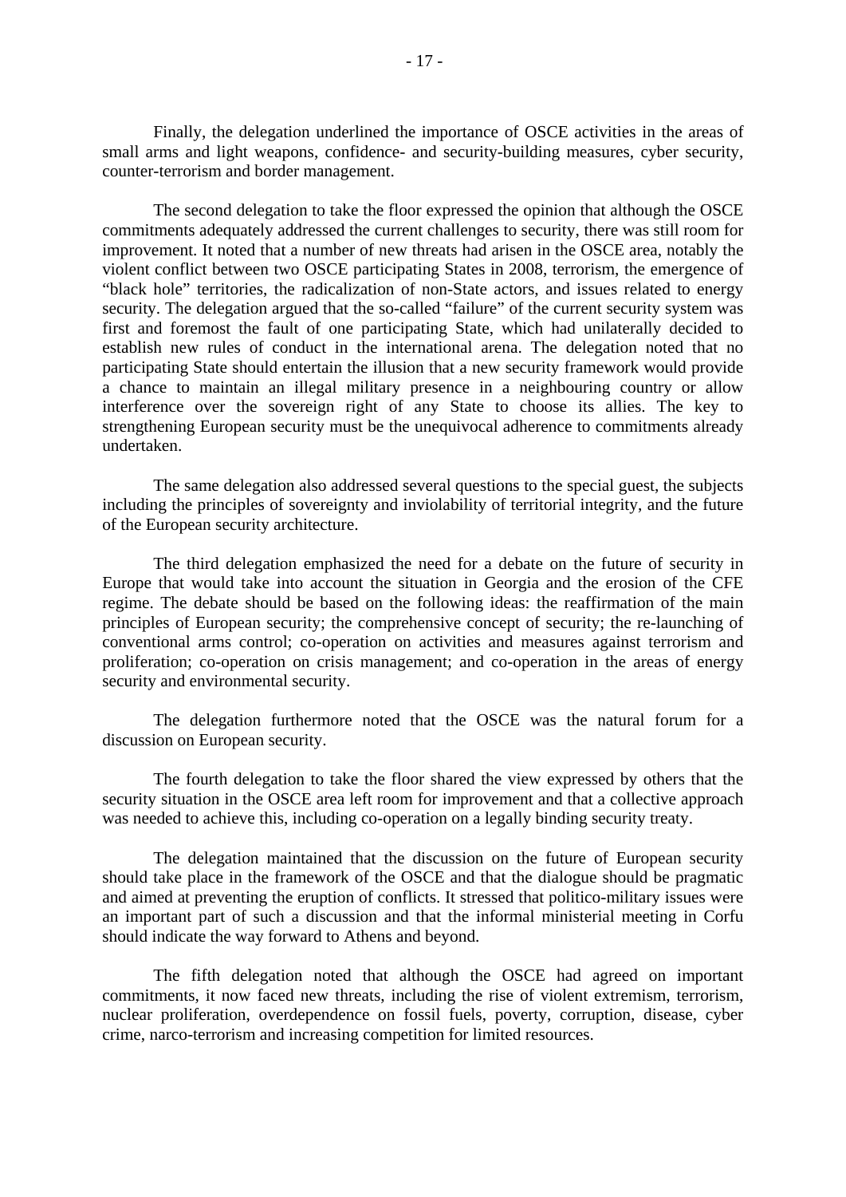Finally, the delegation underlined the importance of OSCE activities in the areas of small arms and light weapons, confidence- and security-building measures, cyber security, counter-terrorism and border management.

The second delegation to take the floor expressed the opinion that although the OSCE commitments adequately addressed the current challenges to security, there was still room for improvement. It noted that a number of new threats had arisen in the OSCE area, notably the violent conflict between two OSCE participating States in 2008, terrorism, the emergence of "black hole" territories, the radicalization of non-State actors, and issues related to energy security. The delegation argued that the so-called "failure" of the current security system was first and foremost the fault of one participating State, which had unilaterally decided to establish new rules of conduct in the international arena. The delegation noted that no participating State should entertain the illusion that a new security framework would provide a chance to maintain an illegal military presence in a neighbouring country or allow interference over the sovereign right of any State to choose its allies. The key to strengthening European security must be the unequivocal adherence to commitments already undertaken.

The same delegation also addressed several questions to the special guest, the subjects including the principles of sovereignty and inviolability of territorial integrity, and the future of the European security architecture.

The third delegation emphasized the need for a debate on the future of security in Europe that would take into account the situation in Georgia and the erosion of the CFE regime. The debate should be based on the following ideas: the reaffirmation of the main principles of European security; the comprehensive concept of security; the re-launching of conventional arms control; co-operation on activities and measures against terrorism and proliferation; co-operation on crisis management; and co-operation in the areas of energy security and environmental security.

The delegation furthermore noted that the OSCE was the natural forum for a discussion on European security.

The fourth delegation to take the floor shared the view expressed by others that the security situation in the OSCE area left room for improvement and that a collective approach was needed to achieve this, including co-operation on a legally binding security treaty.

The delegation maintained that the discussion on the future of European security should take place in the framework of the OSCE and that the dialogue should be pragmatic and aimed at preventing the eruption of conflicts. It stressed that politico-military issues were an important part of such a discussion and that the informal ministerial meeting in Corfu should indicate the way forward to Athens and beyond.

The fifth delegation noted that although the OSCE had agreed on important commitments, it now faced new threats, including the rise of violent extremism, terrorism, nuclear proliferation, overdependence on fossil fuels, poverty, corruption, disease, cyber crime, narco-terrorism and increasing competition for limited resources.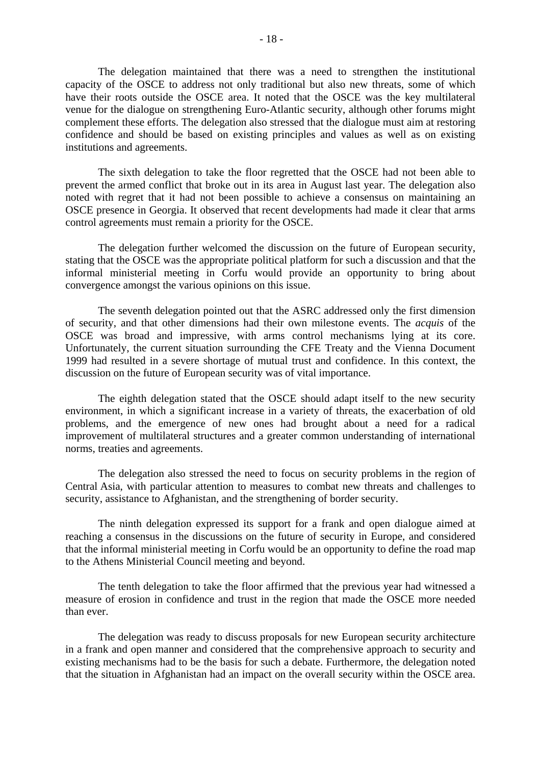The delegation maintained that there was a need to strengthen the institutional capacity of the OSCE to address not only traditional but also new threats, some of which have their roots outside the OSCE area. It noted that the OSCE was the key multilateral venue for the dialogue on strengthening Euro-Atlantic security, although other forums might complement these efforts. The delegation also stressed that the dialogue must aim at restoring confidence and should be based on existing principles and values as well as on existing institutions and agreements.

The sixth delegation to take the floor regretted that the OSCE had not been able to prevent the armed conflict that broke out in its area in August last year. The delegation also noted with regret that it had not been possible to achieve a consensus on maintaining an OSCE presence in Georgia. It observed that recent developments had made it clear that arms control agreements must remain a priority for the OSCE.

The delegation further welcomed the discussion on the future of European security, stating that the OSCE was the appropriate political platform for such a discussion and that the informal ministerial meeting in Corfu would provide an opportunity to bring about convergence amongst the various opinions on this issue.

The seventh delegation pointed out that the ASRC addressed only the first dimension of security, and that other dimensions had their own milestone events. The *acquis* of the OSCE was broad and impressive, with arms control mechanisms lying at its core. Unfortunately, the current situation surrounding the CFE Treaty and the Vienna Document 1999 had resulted in a severe shortage of mutual trust and confidence. In this context, the discussion on the future of European security was of vital importance.

The eighth delegation stated that the OSCE should adapt itself to the new security environment, in which a significant increase in a variety of threats, the exacerbation of old problems, and the emergence of new ones had brought about a need for a radical improvement of multilateral structures and a greater common understanding of international norms, treaties and agreements.

The delegation also stressed the need to focus on security problems in the region of Central Asia, with particular attention to measures to combat new threats and challenges to security, assistance to Afghanistan, and the strengthening of border security.

The ninth delegation expressed its support for a frank and open dialogue aimed at reaching a consensus in the discussions on the future of security in Europe, and considered that the informal ministerial meeting in Corfu would be an opportunity to define the road map to the Athens Ministerial Council meeting and beyond.

The tenth delegation to take the floor affirmed that the previous year had witnessed a measure of erosion in confidence and trust in the region that made the OSCE more needed than ever.

The delegation was ready to discuss proposals for new European security architecture in a frank and open manner and considered that the comprehensive approach to security and existing mechanisms had to be the basis for such a debate. Furthermore, the delegation noted that the situation in Afghanistan had an impact on the overall security within the OSCE area.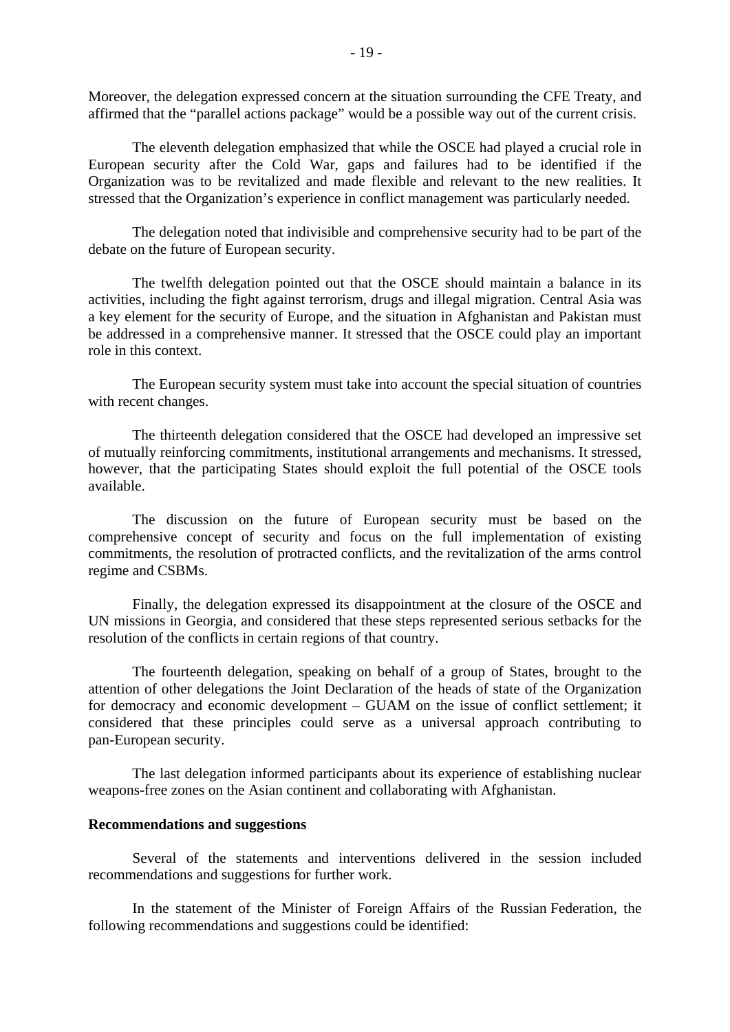Moreover, the delegation expressed concern at the situation surrounding the CFE Treaty, and affirmed that the "parallel actions package" would be a possible way out of the current crisis.

The eleventh delegation emphasized that while the OSCE had played a crucial role in European security after the Cold War, gaps and failures had to be identified if the Organization was to be revitalized and made flexible and relevant to the new realities. It stressed that the Organization's experience in conflict management was particularly needed.

The delegation noted that indivisible and comprehensive security had to be part of the debate on the future of European security.

The twelfth delegation pointed out that the OSCE should maintain a balance in its activities, including the fight against terrorism, drugs and illegal migration. Central Asia was a key element for the security of Europe, and the situation in Afghanistan and Pakistan must be addressed in a comprehensive manner. It stressed that the OSCE could play an important role in this context.

The European security system must take into account the special situation of countries with recent changes.

The thirteenth delegation considered that the OSCE had developed an impressive set of mutually reinforcing commitments, institutional arrangements and mechanisms. It stressed, however, that the participating States should exploit the full potential of the OSCE tools available.

The discussion on the future of European security must be based on the comprehensive concept of security and focus on the full implementation of existing commitments, the resolution of protracted conflicts, and the revitalization of the arms control regime and CSBMs.

Finally, the delegation expressed its disappointment at the closure of the OSCE and UN missions in Georgia, and considered that these steps represented serious setbacks for the resolution of the conflicts in certain regions of that country.

The fourteenth delegation, speaking on behalf of a group of States, brought to the attention of other delegations the Joint Declaration of the heads of state of the Organization for democracy and economic development – GUAM on the issue of conflict settlement; it considered that these principles could serve as a universal approach contributing to pan-European security.

The last delegation informed participants about its experience of establishing nuclear weapons-free zones on the Asian continent and collaborating with Afghanistan.

**Recommendations and suggestions**

Several of the statements and interventions delivered in the session included recommendations and suggestions for further work.

In the statement of the Minister of Foreign Affairs of the Russian Federation, the following recommendations and suggestions could be identified: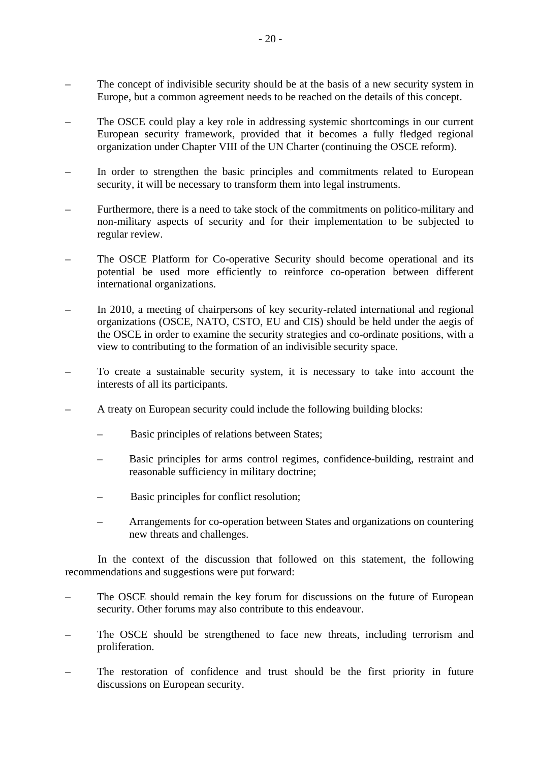- The concept of indivisible security should be at the basis of a new security system in Europe, but a common agreement needs to be reached on the details of this concept.

- The OSCE could play a key role in addressing systemic shortcomings in our current European security framework, provided that it becomes a fully fledged regional organization under Chapter VIII of the UN Charter (continuing the OSCE reform).

- In order to strengthen the basic principles and commitments related to European security, it will be necessary to transform them into legal instruments.

- Furthermore, there is a need to take stock of the commitments on politico-military and non-military aspects of security and for their implementation to be subjected to regular review.

- The OSCE Platform for Co-operative Security should become operational and its potential be used more efficiently to reinforce co-operation between different international organizations.

- In 2010, a meeting of chairpersons of key security-related international and regional organizations (OSCE, NATO, CSTO, EU and CIS) should be held under the aegis of the OSCE in order to examine the security strategies and co-ordinate positions, with a view to contributing to the formation of an indivisible security space.

- To create a sustainable security system, it is necessary to take into account the interests of all its participants.

- A treaty on European security could include the following building blocks:

  - Basic principles of relations between States;

  - Basic principles for arms control regimes, confidence-building, restraint and reasonable sufficiency in military doctrine;

  - Basic principles for conflict resolution;

  - Arrangements for co-operation between States and organizations on countering new threats and challenges.

In the context of the discussion that followed on this statement, the following recommendations and suggestions were put forward:

- The OSCE should remain the key forum for discussions on the future of European security. Other forums may also contribute to this endeavour.

- The OSCE should be strengthened to face new threats, including terrorism and proliferation.

- The restoration of confidence and trust should be the first priority in future discussions on European security.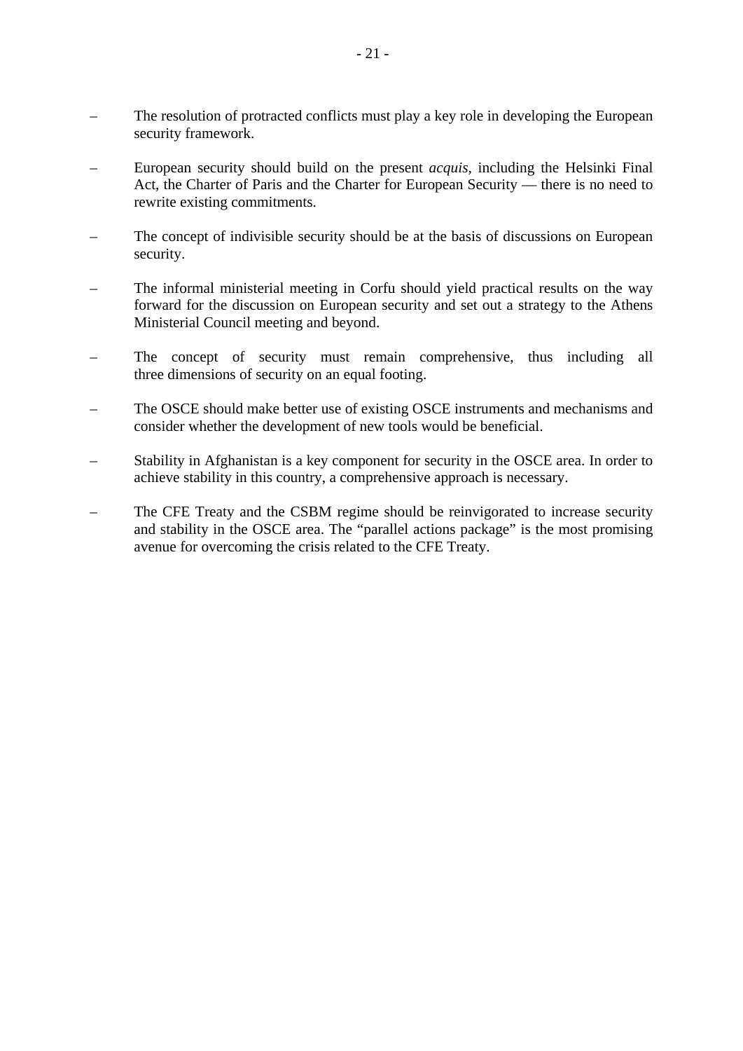- The resolution of protracted conflicts must play a key role in developing the European security framework.

- European security should build on the present *acquis*, including the Helsinki Final Act, the Charter of Paris and the Charter for European Security — there is no need to rewrite existing commitments.

- The concept of indivisible security should be at the basis of discussions on European security.

- The informal ministerial meeting in Corfu should yield practical results on the way forward for the discussion on European security and set out a strategy to the Athens Ministerial Council meeting and beyond.

- The concept of security must remain comprehensive, thus including all three dimensions of security on an equal footing.

- The OSCE should make better use of existing OSCE instruments and mechanisms and consider whether the development of new tools would be beneficial.

- Stability in Afghanistan is a key component for security in the OSCE area. In order to achieve stability in this country, a comprehensive approach is necessary.

- The CFE Treaty and the CSBM regime should be reinvigorated to increase security and stability in the OSCE area. The "parallel actions package" is the most promising avenue for overcoming the crisis related to the CFE Treaty.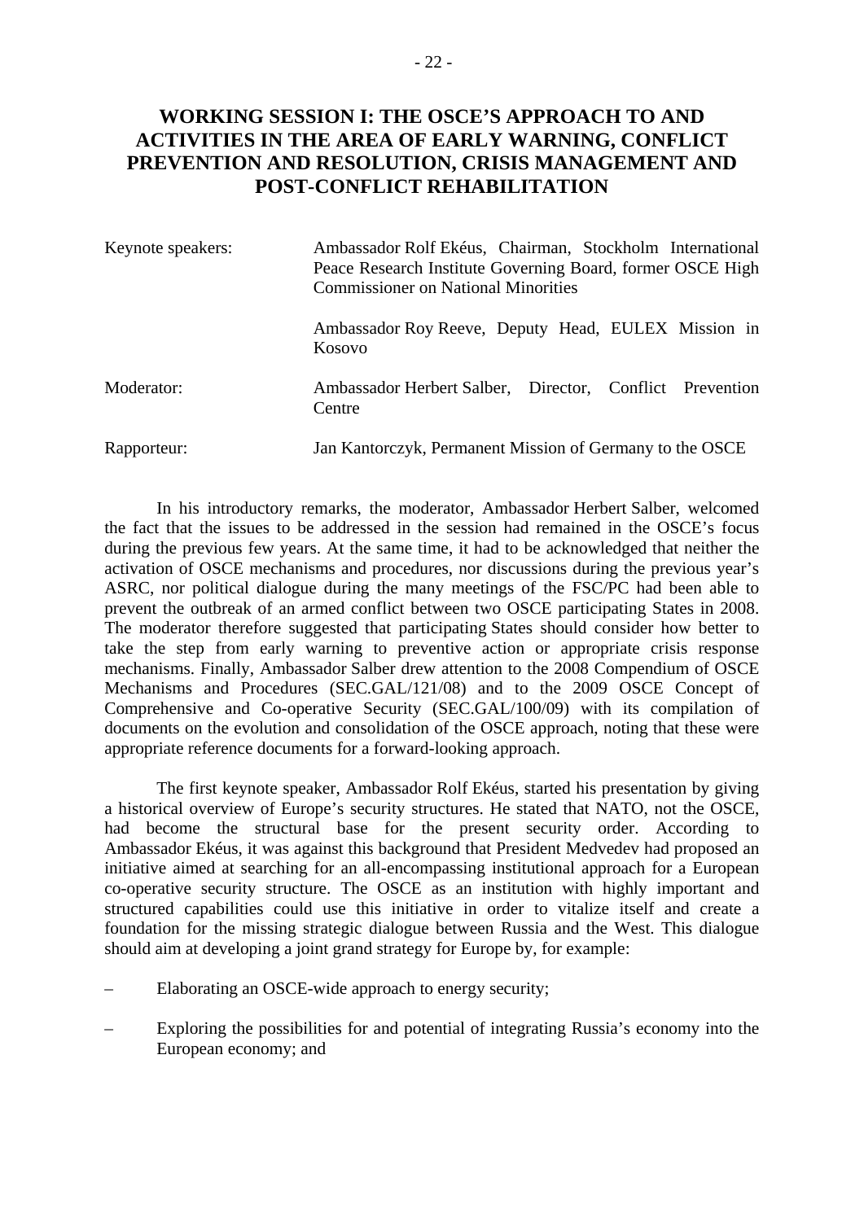## WORKING SESSION I: THE OSCE'S APPROACH TO AND ACTIVITIES IN THE AREA OF EARLY WARNING, CONFLICT PREVENTION AND RESOLUTION, CRISIS MANAGEMENT AND POST-CONFLICT REHABILITATION

| | |
|---|---|
| Keynote speakers: | Ambassador Rolf Ekéus, Chairman, Stockholm International Peace Research Institute Governing Board, former OSCE High Commissioner on National Minorities |
| | Ambassador Roy Reeve, Deputy Head, EULEX Mission in Kosovo |
| Moderator: | Ambassador Herbert Salber, Director, Conflict Prevention Centre |
| Rapporteur: | Jan Kantorczyk, Permanent Mission of Germany to the OSCE |

In his introductory remarks, the moderator, Ambassador Herbert Salber, welcomed the fact that the issues to be addressed in the session had remained in the OSCE's focus during the previous few years. At the same time, it had to be acknowledged that neither the activation of OSCE mechanisms and procedures, nor discussions during the previous year's ASRC, nor political dialogue during the many meetings of the FSC/PC had been able to prevent the outbreak of an armed conflict between two OSCE participating States in 2008. The moderator therefore suggested that participating States should consider how better to take the step from early warning to preventive action or appropriate crisis response mechanisms. Finally, Ambassador Salber drew attention to the 2008 Compendium of OSCE Mechanisms and Procedures (SEC.GAL/121/08) and to the 2009 OSCE Concept of Comprehensive and Co-operative Security (SEC.GAL/100/09) with its compilation of documents on the evolution and consolidation of the OSCE approach, noting that these were appropriate reference documents for a forward-looking approach.

The first keynote speaker, Ambassador Rolf Ekéus, started his presentation by giving a historical overview of Europe's security structures. He stated that NATO, not the OSCE, had become the structural base for the present security order. According to Ambassador Ekéus, it was against this background that President Medvedev had proposed an initiative aimed at searching for an all-encompassing institutional approach for a European co-operative security structure. The OSCE as an institution with highly important and structured capabilities could use this initiative in order to vitalize itself and create a foundation for the missing strategic dialogue between Russia and the West. This dialogue should aim at developing a joint grand strategy for Europe by, for example:

- Elaborating an OSCE-wide approach to energy security;
- Exploring the possibilities for and potential of integrating Russia's economy into the European economy; and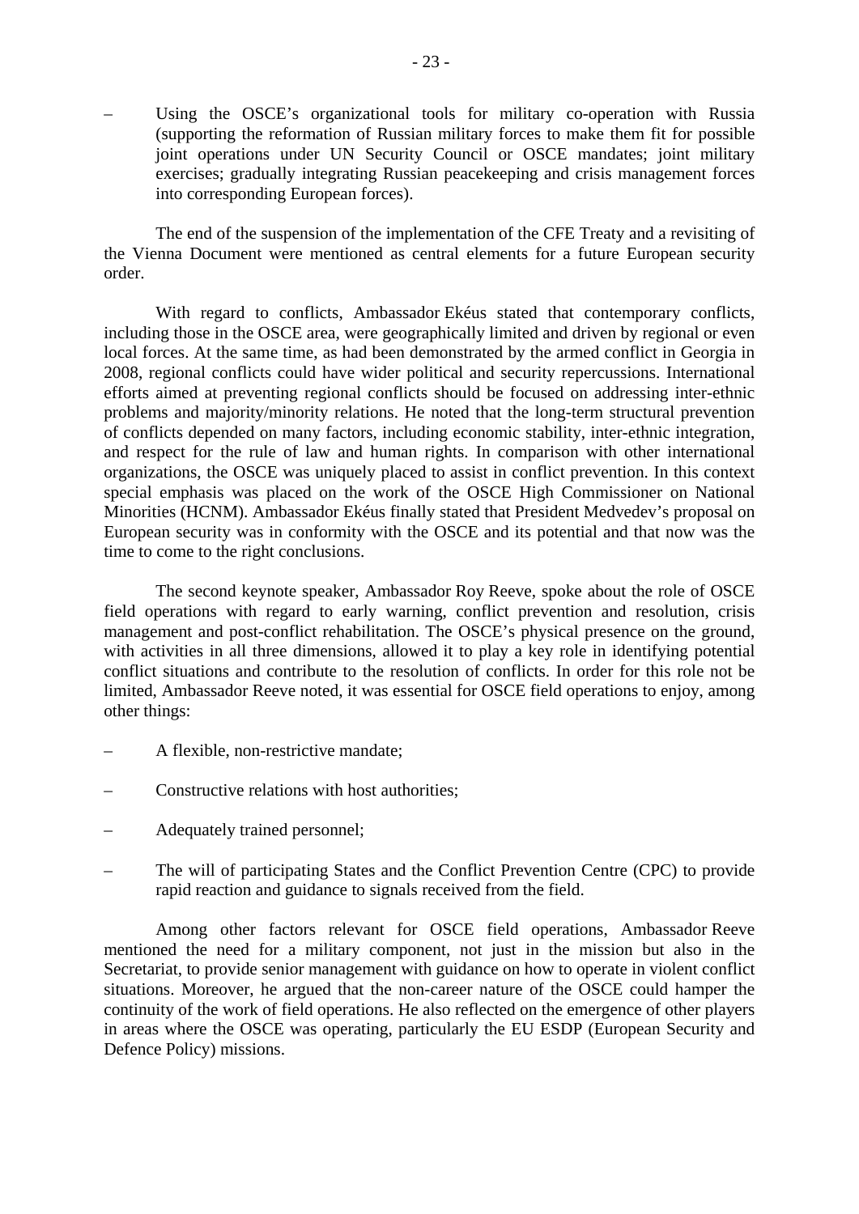- Using the OSCE's organizational tools for military co-operation with Russia (supporting the reformation of Russian military forces to make them fit for possible joint operations under UN Security Council or OSCE mandates; joint military exercises; gradually integrating Russian peacekeeping and crisis management forces into corresponding European forces).

The end of the suspension of the implementation of the CFE Treaty and a revisiting of the Vienna Document were mentioned as central elements for a future European security order.

With regard to conflicts, Ambassador Ekéus stated that contemporary conflicts, including those in the OSCE area, were geographically limited and driven by regional or even local forces. At the same time, as had been demonstrated by the armed conflict in Georgia in 2008, regional conflicts could have wider political and security repercussions. International efforts aimed at preventing regional conflicts should be focused on addressing inter-ethnic problems and majority/minority relations. He noted that the long-term structural prevention of conflicts depended on many factors, including economic stability, inter-ethnic integration, and respect for the rule of law and human rights. In comparison with other international organizations, the OSCE was uniquely placed to assist in conflict prevention. In this context special emphasis was placed on the work of the OSCE High Commissioner on National Minorities (HCNM). Ambassador Ekéus finally stated that President Medvedev's proposal on European security was in conformity with the OSCE and its potential and that now was the time to come to the right conclusions.

The second keynote speaker, Ambassador Roy Reeve, spoke about the role of OSCE field operations with regard to early warning, conflict prevention and resolution, crisis management and post-conflict rehabilitation. The OSCE's physical presence on the ground, with activities in all three dimensions, allowed it to play a key role in identifying potential conflict situations and contribute to the resolution of conflicts. In order for this role not be limited, Ambassador Reeve noted, it was essential for OSCE field operations to enjoy, among other things:

- A flexible, non-restrictive mandate;
- Constructive relations with host authorities;
- Adequately trained personnel;
- The will of participating States and the Conflict Prevention Centre (CPC) to provide rapid reaction and guidance to signals received from the field.

Among other factors relevant for OSCE field operations, Ambassador Reeve mentioned the need for a military component, not just in the mission but also in the Secretariat, to provide senior management with guidance on how to operate in violent conflict situations. Moreover, he argued that the non-career nature of the OSCE could hamper the continuity of the work of field operations. He also reflected on the emergence of other players in areas where the OSCE was operating, particularly the EU ESDP (European Security and Defence Policy) missions.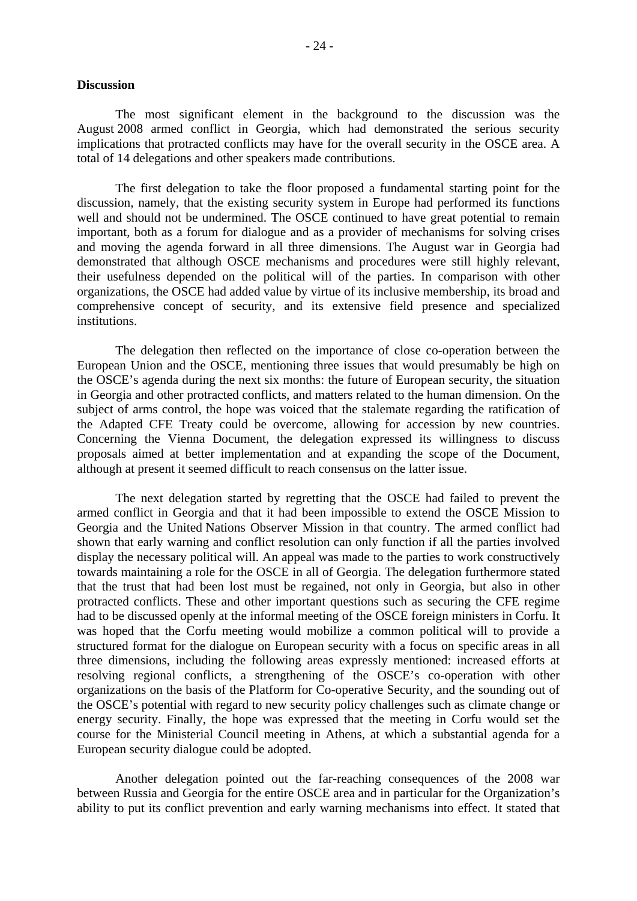**Discussion**

The most significant element in the background to the discussion was the August 2008 armed conflict in Georgia, which had demonstrated the serious security implications that protracted conflicts may have for the overall security in the OSCE area. A total of 14 delegations and other speakers made contributions.

The first delegation to take the floor proposed a fundamental starting point for the discussion, namely, that the existing security system in Europe had performed its functions well and should not be undermined. The OSCE continued to have great potential to remain important, both as a forum for dialogue and as a provider of mechanisms for solving crises and moving the agenda forward in all three dimensions. The August war in Georgia had demonstrated that although OSCE mechanisms and procedures were still highly relevant, their usefulness depended on the political will of the parties. In comparison with other organizations, the OSCE had added value by virtue of its inclusive membership, its broad and comprehensive concept of security, and its extensive field presence and specialized institutions.

The delegation then reflected on the importance of close co-operation between the European Union and the OSCE, mentioning three issues that would presumably be high on the OSCE's agenda during the next six months: the future of European security, the situation in Georgia and other protracted conflicts, and matters related to the human dimension. On the subject of arms control, the hope was voiced that the stalemate regarding the ratification of the Adapted CFE Treaty could be overcome, allowing for accession by new countries. Concerning the Vienna Document, the delegation expressed its willingness to discuss proposals aimed at better implementation and at expanding the scope of the Document, although at present it seemed difficult to reach consensus on the latter issue.

The next delegation started by regretting that the OSCE had failed to prevent the armed conflict in Georgia and that it had been impossible to extend the OSCE Mission to Georgia and the United Nations Observer Mission in that country. The armed conflict had shown that early warning and conflict resolution can only function if all the parties involved display the necessary political will. An appeal was made to the parties to work constructively towards maintaining a role for the OSCE in all of Georgia. The delegation furthermore stated that the trust that had been lost must be regained, not only in Georgia, but also in other protracted conflicts. These and other important questions such as securing the CFE regime had to be discussed openly at the informal meeting of the OSCE foreign ministers in Corfu. It was hoped that the Corfu meeting would mobilize a common political will to provide a structured format for the dialogue on European security with a focus on specific areas in all three dimensions, including the following areas expressly mentioned: increased efforts at resolving regional conflicts, a strengthening of the OSCE's co-operation with other organizations on the basis of the Platform for Co-operative Security, and the sounding out of the OSCE's potential with regard to new security policy challenges such as climate change or energy security. Finally, the hope was expressed that the meeting in Corfu would set the course for the Ministerial Council meeting in Athens, at which a substantial agenda for a European security dialogue could be adopted.

Another delegation pointed out the far-reaching consequences of the 2008 war between Russia and Georgia for the entire OSCE area and in particular for the Organization's ability to put its conflict prevention and early warning mechanisms into effect. It stated that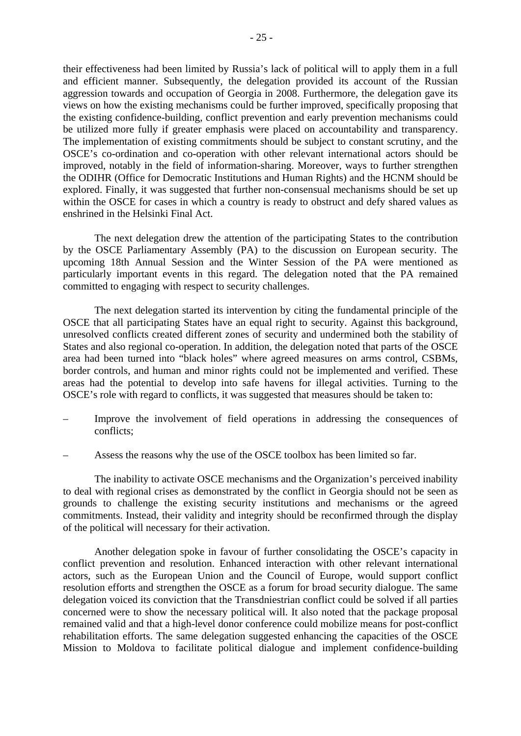their effectiveness had been limited by Russia's lack of political will to apply them in a full and efficient manner. Subsequently, the delegation provided its account of the Russian aggression towards and occupation of Georgia in 2008. Furthermore, the delegation gave its views on how the existing mechanisms could be further improved, specifically proposing that the existing confidence-building, conflict prevention and early prevention mechanisms could be utilized more fully if greater emphasis were placed on accountability and transparency. The implementation of existing commitments should be subject to constant scrutiny, and the OSCE's co-ordination and co-operation with other relevant international actors should be improved, notably in the field of information-sharing. Moreover, ways to further strengthen the ODIHR (Office for Democratic Institutions and Human Rights) and the HCNM should be explored. Finally, it was suggested that further non-consensual mechanisms should be set up within the OSCE for cases in which a country is ready to obstruct and defy shared values as enshrined in the Helsinki Final Act.

The next delegation drew the attention of the participating States to the contribution by the OSCE Parliamentary Assembly (PA) to the discussion on European security. The upcoming 18th Annual Session and the Winter Session of the PA were mentioned as particularly important events in this regard. The delegation noted that the PA remained committed to engaging with respect to security challenges.

The next delegation started its intervention by citing the fundamental principle of the OSCE that all participating States have an equal right to security. Against this background, unresolved conflicts created different zones of security and undermined both the stability of States and also regional co-operation. In addition, the delegation noted that parts of the OSCE area had been turned into "black holes" where agreed measures on arms control, CSBMs, border controls, and human and minor rights could not be implemented and verified. These areas had the potential to develop into safe havens for illegal activities. Turning to the OSCE's role with regard to conflicts, it was suggested that measures should be taken to:

– Improve the involvement of field operations in addressing the consequences of conflicts;

– Assess the reasons why the use of the OSCE toolbox has been limited so far.

The inability to activate OSCE mechanisms and the Organization's perceived inability to deal with regional crises as demonstrated by the conflict in Georgia should not be seen as grounds to challenge the existing security institutions and mechanisms or the agreed commitments. Instead, their validity and integrity should be reconfirmed through the display of the political will necessary for their activation.

Another delegation spoke in favour of further consolidating the OSCE's capacity in conflict prevention and resolution. Enhanced interaction with other relevant international actors, such as the European Union and the Council of Europe, would support conflict resolution efforts and strengthen the OSCE as a forum for broad security dialogue. The same delegation voiced its conviction that the Transdniestrian conflict could be solved if all parties concerned were to show the necessary political will. It also noted that the package proposal remained valid and that a high-level donor conference could mobilize means for post-conflict rehabilitation efforts. The same delegation suggested enhancing the capacities of the OSCE Mission to Moldova to facilitate political dialogue and implement confidence-building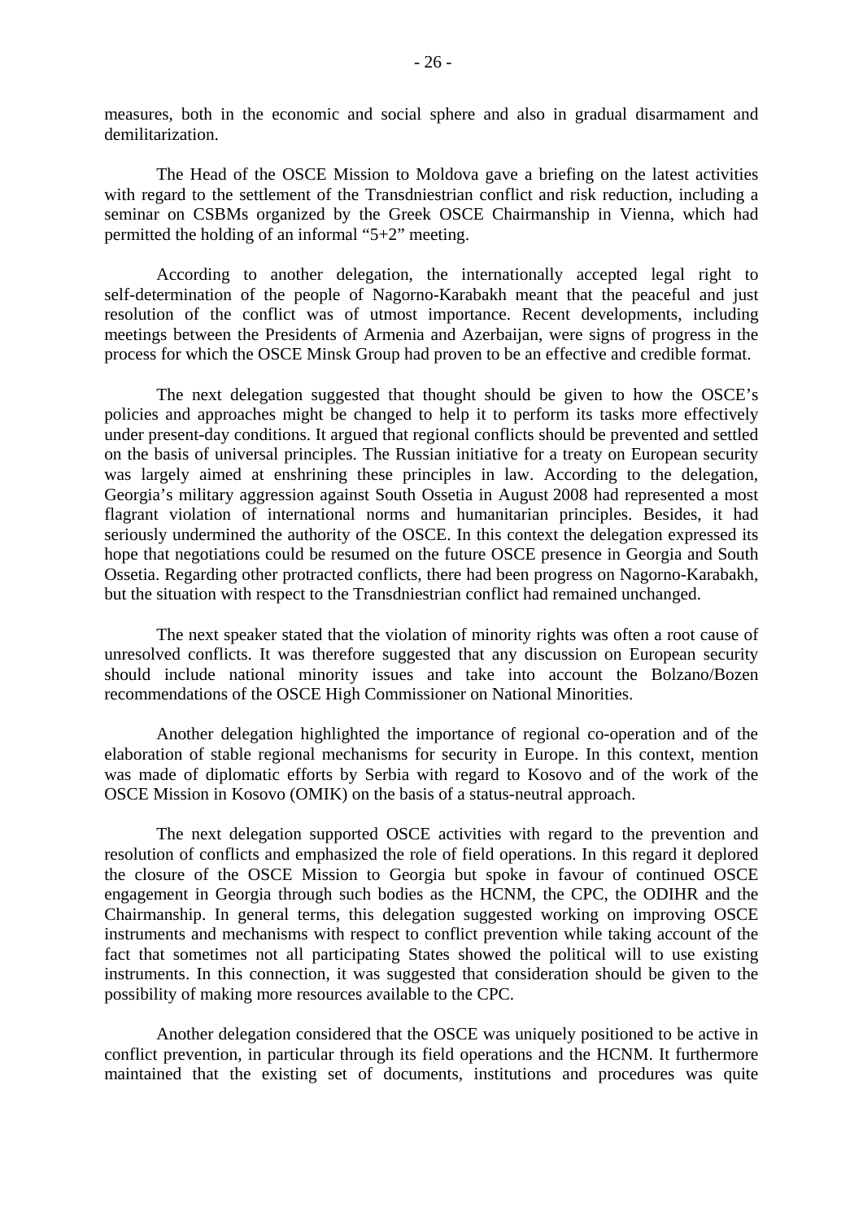measures, both in the economic and social sphere and also in gradual disarmament and demilitarization.

The Head of the OSCE Mission to Moldova gave a briefing on the latest activities with regard to the settlement of the Transdniestrian conflict and risk reduction, including a seminar on CSBMs organized by the Greek OSCE Chairmanship in Vienna, which had permitted the holding of an informal "5+2" meeting.

According to another delegation, the internationally accepted legal right to self-determination of the people of Nagorno-Karabakh meant that the peaceful and just resolution of the conflict was of utmost importance. Recent developments, including meetings between the Presidents of Armenia and Azerbaijan, were signs of progress in the process for which the OSCE Minsk Group had proven to be an effective and credible format.

The next delegation suggested that thought should be given to how the OSCE's policies and approaches might be changed to help it to perform its tasks more effectively under present-day conditions. It argued that regional conflicts should be prevented and settled on the basis of universal principles. The Russian initiative for a treaty on European security was largely aimed at enshrining these principles in law. According to the delegation, Georgia's military aggression against South Ossetia in August 2008 had represented a most flagrant violation of international norms and humanitarian principles. Besides, it had seriously undermined the authority of the OSCE. In this context the delegation expressed its hope that negotiations could be resumed on the future OSCE presence in Georgia and South Ossetia. Regarding other protracted conflicts, there had been progress on Nagorno-Karabakh, but the situation with respect to the Transdniestrian conflict had remained unchanged.

The next speaker stated that the violation of minority rights was often a root cause of unresolved conflicts. It was therefore suggested that any discussion on European security should include national minority issues and take into account the Bolzano/Bozen recommendations of the OSCE High Commissioner on National Minorities.

Another delegation highlighted the importance of regional co-operation and of the elaboration of stable regional mechanisms for security in Europe. In this context, mention was made of diplomatic efforts by Serbia with regard to Kosovo and of the work of the OSCE Mission in Kosovo (OMIK) on the basis of a status-neutral approach.

The next delegation supported OSCE activities with regard to the prevention and resolution of conflicts and emphasized the role of field operations. In this regard it deplored the closure of the OSCE Mission to Georgia but spoke in favour of continued OSCE engagement in Georgia through such bodies as the HCNM, the CPC, the ODIHR and the Chairmanship. In general terms, this delegation suggested working on improving OSCE instruments and mechanisms with respect to conflict prevention while taking account of the fact that sometimes not all participating States showed the political will to use existing instruments. In this connection, it was suggested that consideration should be given to the possibility of making more resources available to the CPC.

Another delegation considered that the OSCE was uniquely positioned to be active in conflict prevention, in particular through its field operations and the HCNM. It furthermore maintained that the existing set of documents, institutions and procedures was quite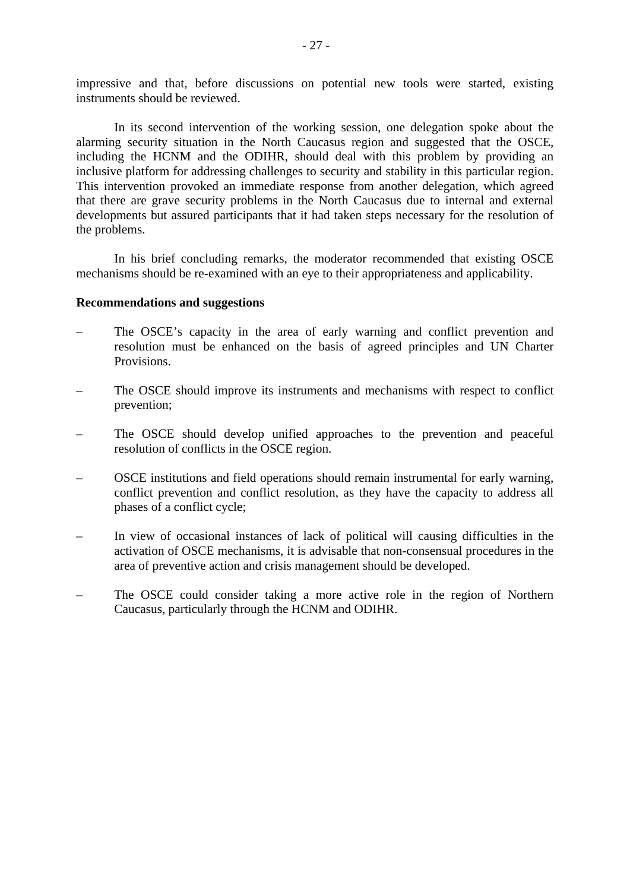impressive and that, before discussions on potential new tools were started, existing instruments should be reviewed.

In its second intervention of the working session, one delegation spoke about the alarming security situation in the North Caucasus region and suggested that the OSCE, including the HCNM and the ODIHR, should deal with this problem by providing an inclusive platform for addressing challenges to security and stability in this particular region. This intervention provoked an immediate response from another delegation, which agreed that there are grave security problems in the North Caucasus due to internal and external developments but assured participants that it had taken steps necessary for the resolution of the problems.

In his brief concluding remarks, the moderator recommended that existing OSCE mechanisms should be re-examined with an eye to their appropriateness and applicability.

**Recommendations and suggestions**

– The OSCE's capacity in the area of early warning and conflict prevention and resolution must be enhanced on the basis of agreed principles and UN Charter Provisions.

– The OSCE should improve its instruments and mechanisms with respect to conflict prevention;

– The OSCE should develop unified approaches to the prevention and peaceful resolution of conflicts in the OSCE region.

– OSCE institutions and field operations should remain instrumental for early warning, conflict prevention and conflict resolution, as they have the capacity to address all phases of a conflict cycle;

– In view of occasional instances of lack of political will causing difficulties in the activation of OSCE mechanisms, it is advisable that non-consensual procedures in the area of preventive action and crisis management should be developed.

– The OSCE could consider taking a more active role in the region of Northern Caucasus, particularly through the HCNM and ODIHR.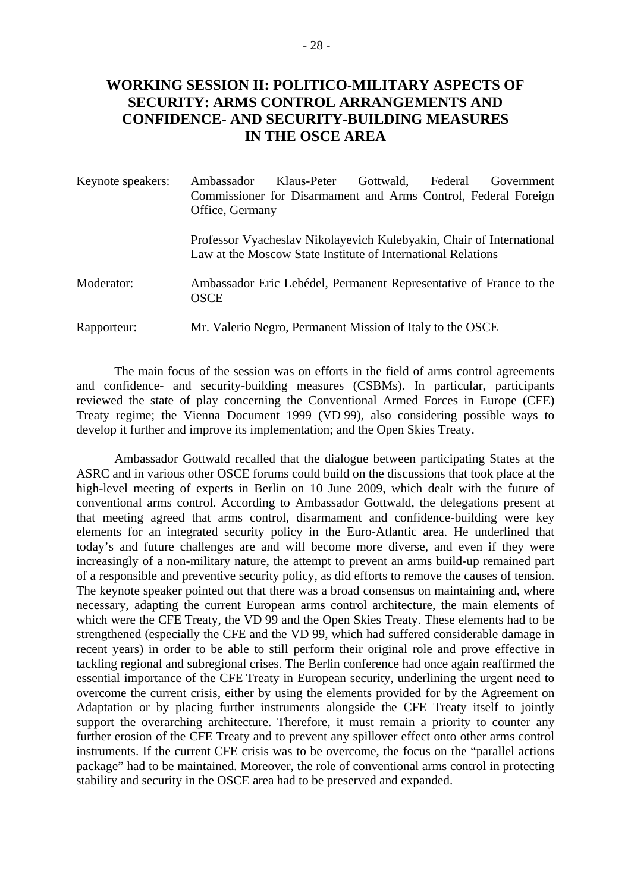## WORKING SESSION II: POLITICO-MILITARY ASPECTS OF SECURITY: ARMS CONTROL ARRANGEMENTS AND CONFIDENCE- AND SECURITY-BUILDING MEASURES IN THE OSCE AREA

| | |
|---|---|
| Keynote speakers: | Ambassador Klaus-Peter Gottwald, Federal Government Commissioner for Disarmament and Arms Control, Federal Foreign Office, Germany |
| | Professor Vyacheslav Nikolayevich Kulebyakin, Chair of International Law at the Moscow State Institute of International Relations |
| Moderator: | Ambassador Eric Lebédel, Permanent Representative of France to the OSCE |
| Rapporteur: | Mr. Valerio Negro, Permanent Mission of Italy to the OSCE |

The main focus of the session was on efforts in the field of arms control agreements and confidence- and security-building measures (CSBMs). In particular, participants reviewed the state of play concerning the Conventional Armed Forces in Europe (CFE) Treaty regime; the Vienna Document 1999 (VD 99), also considering possible ways to develop it further and improve its implementation; and the Open Skies Treaty.

Ambassador Gottwald recalled that the dialogue between participating States at the ASRC and in various other OSCE forums could build on the discussions that took place at the high-level meeting of experts in Berlin on 10 June 2009, which dealt with the future of conventional arms control. According to Ambassador Gottwald, the delegations present at that meeting agreed that arms control, disarmament and confidence-building were key elements for an integrated security policy in the Euro-Atlantic area. He underlined that today's and future challenges are and will become more diverse, and even if they were increasingly of a non-military nature, the attempt to prevent an arms build-up remained part of a responsible and preventive security policy, as did efforts to remove the causes of tension. The keynote speaker pointed out that there was a broad consensus on maintaining and, where necessary, adapting the current European arms control architecture, the main elements of which were the CFE Treaty, the VD 99 and the Open Skies Treaty. These elements had to be strengthened (especially the CFE and the VD 99, which had suffered considerable damage in recent years) in order to be able to still perform their original role and prove effective in tackling regional and subregional crises. The Berlin conference had once again reaffirmed the essential importance of the CFE Treaty in European security, underlining the urgent need to overcome the current crisis, either by using the elements provided for by the Agreement on Adaptation or by placing further instruments alongside the CFE Treaty itself to jointly support the overarching architecture. Therefore, it must remain a priority to counter any further erosion of the CFE Treaty and to prevent any spillover effect onto other arms control instruments. If the current CFE crisis was to be overcome, the focus on the "parallel actions package" had to be maintained. Moreover, the role of conventional arms control in protecting stability and security in the OSCE area had to be preserved and expanded.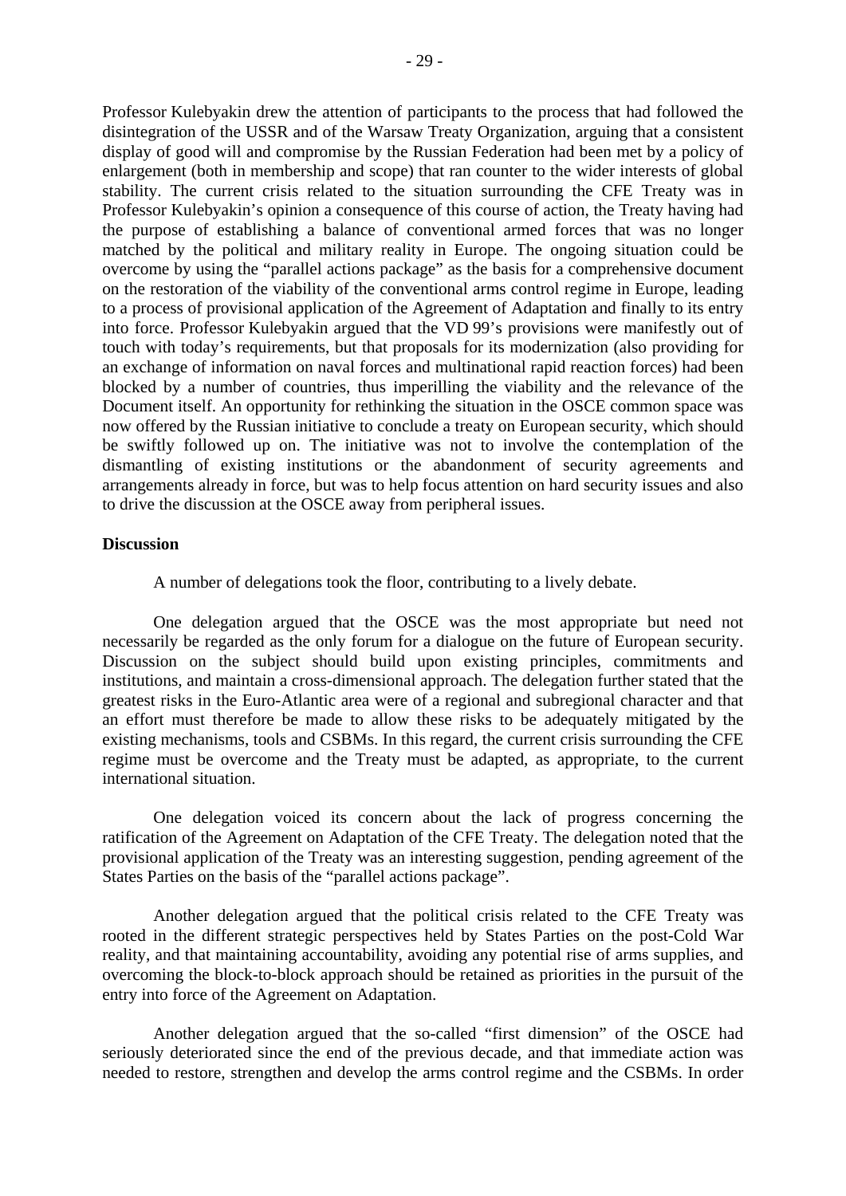Professor Kulebyakin drew the attention of participants to the process that had followed the disintegration of the USSR and of the Warsaw Treaty Organization, arguing that a consistent display of good will and compromise by the Russian Federation had been met by a policy of enlargement (both in membership and scope) that ran counter to the wider interests of global stability. The current crisis related to the situation surrounding the CFE Treaty was in Professor Kulebyakin's opinion a consequence of this course of action, the Treaty having had the purpose of establishing a balance of conventional armed forces that was no longer matched by the political and military reality in Europe. The ongoing situation could be overcome by using the "parallel actions package" as the basis for a comprehensive document on the restoration of the viability of the conventional arms control regime in Europe, leading to a process of provisional application of the Agreement of Adaptation and finally to its entry into force. Professor Kulebyakin argued that the VD 99's provisions were manifestly out of touch with today's requirements, but that proposals for its modernization (also providing for an exchange of information on naval forces and multinational rapid reaction forces) had been blocked by a number of countries, thus imperilling the viability and the relevance of the Document itself. An opportunity for rethinking the situation in the OSCE common space was now offered by the Russian initiative to conclude a treaty on European security, which should be swiftly followed up on. The initiative was not to involve the contemplation of the dismantling of existing institutions or the abandonment of security agreements and arrangements already in force, but was to help focus attention on hard security issues and also to drive the discussion at the OSCE away from peripheral issues.

**Discussion**

A number of delegations took the floor, contributing to a lively debate.

One delegation argued that the OSCE was the most appropriate but need not necessarily be regarded as the only forum for a dialogue on the future of European security. Discussion on the subject should build upon existing principles, commitments and institutions, and maintain a cross-dimensional approach. The delegation further stated that the greatest risks in the Euro-Atlantic area were of a regional and subregional character and that an effort must therefore be made to allow these risks to be adequately mitigated by the existing mechanisms, tools and CSBMs. In this regard, the current crisis surrounding the CFE regime must be overcome and the Treaty must be adapted, as appropriate, to the current international situation.

One delegation voiced its concern about the lack of progress concerning the ratification of the Agreement on Adaptation of the CFE Treaty. The delegation noted that the provisional application of the Treaty was an interesting suggestion, pending agreement of the States Parties on the basis of the "parallel actions package".

Another delegation argued that the political crisis related to the CFE Treaty was rooted in the different strategic perspectives held by States Parties on the post-Cold War reality, and that maintaining accountability, avoiding any potential rise of arms supplies, and overcoming the block-to-block approach should be retained as priorities in the pursuit of the entry into force of the Agreement on Adaptation.

Another delegation argued that the so-called "first dimension" of the OSCE had seriously deteriorated since the end of the previous decade, and that immediate action was needed to restore, strengthen and develop the arms control regime and the CSBMs. In order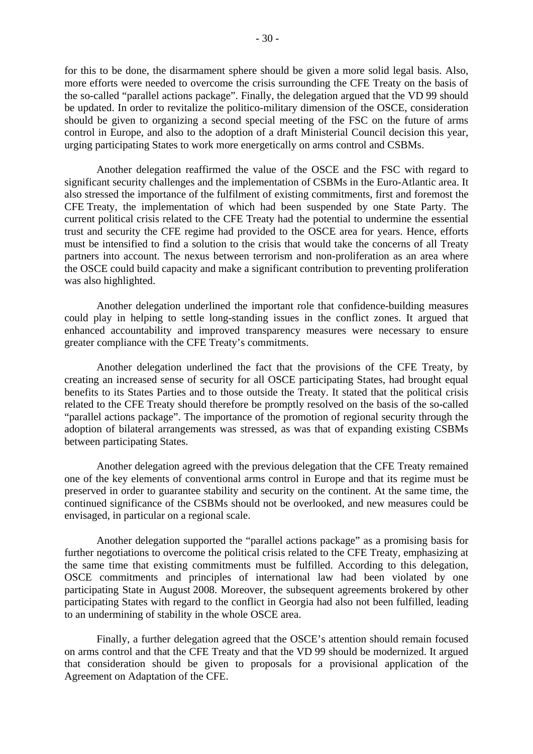for this to be done, the disarmament sphere should be given a more solid legal basis. Also, more efforts were needed to overcome the crisis surrounding the CFE Treaty on the basis of the so-called "parallel actions package". Finally, the delegation argued that the VD 99 should be updated. In order to revitalize the politico-military dimension of the OSCE, consideration should be given to organizing a second special meeting of the FSC on the future of arms control in Europe, and also to the adoption of a draft Ministerial Council decision this year, urging participating States to work more energetically on arms control and CSBMs.

Another delegation reaffirmed the value of the OSCE and the FSC with regard to significant security challenges and the implementation of CSBMs in the Euro-Atlantic area. It also stressed the importance of the fulfilment of existing commitments, first and foremost the CFE Treaty, the implementation of which had been suspended by one State Party. The current political crisis related to the CFE Treaty had the potential to undermine the essential trust and security the CFE regime had provided to the OSCE area for years. Hence, efforts must be intensified to find a solution to the crisis that would take the concerns of all Treaty partners into account. The nexus between terrorism and non-proliferation as an area where the OSCE could build capacity and make a significant contribution to preventing proliferation was also highlighted.

Another delegation underlined the important role that confidence-building measures could play in helping to settle long-standing issues in the conflict zones. It argued that enhanced accountability and improved transparency measures were necessary to ensure greater compliance with the CFE Treaty's commitments.

Another delegation underlined the fact that the provisions of the CFE Treaty, by creating an increased sense of security for all OSCE participating States, had brought equal benefits to its States Parties and to those outside the Treaty. It stated that the political crisis related to the CFE Treaty should therefore be promptly resolved on the basis of the so-called "parallel actions package". The importance of the promotion of regional security through the adoption of bilateral arrangements was stressed, as was that of expanding existing CSBMs between participating States.

Another delegation agreed with the previous delegation that the CFE Treaty remained one of the key elements of conventional arms control in Europe and that its regime must be preserved in order to guarantee stability and security on the continent. At the same time, the continued significance of the CSBMs should not be overlooked, and new measures could be envisaged, in particular on a regional scale.

Another delegation supported the "parallel actions package" as a promising basis for further negotiations to overcome the political crisis related to the CFE Treaty, emphasizing at the same time that existing commitments must be fulfilled. According to this delegation, OSCE commitments and principles of international law had been violated by one participating State in August 2008. Moreover, the subsequent agreements brokered by other participating States with regard to the conflict in Georgia had also not been fulfilled, leading to an undermining of stability in the whole OSCE area.

Finally, a further delegation agreed that the OSCE's attention should remain focused on arms control and that the CFE Treaty and that the VD 99 should be modernized. It argued that consideration should be given to proposals for a provisional application of the Agreement on Adaptation of the CFE.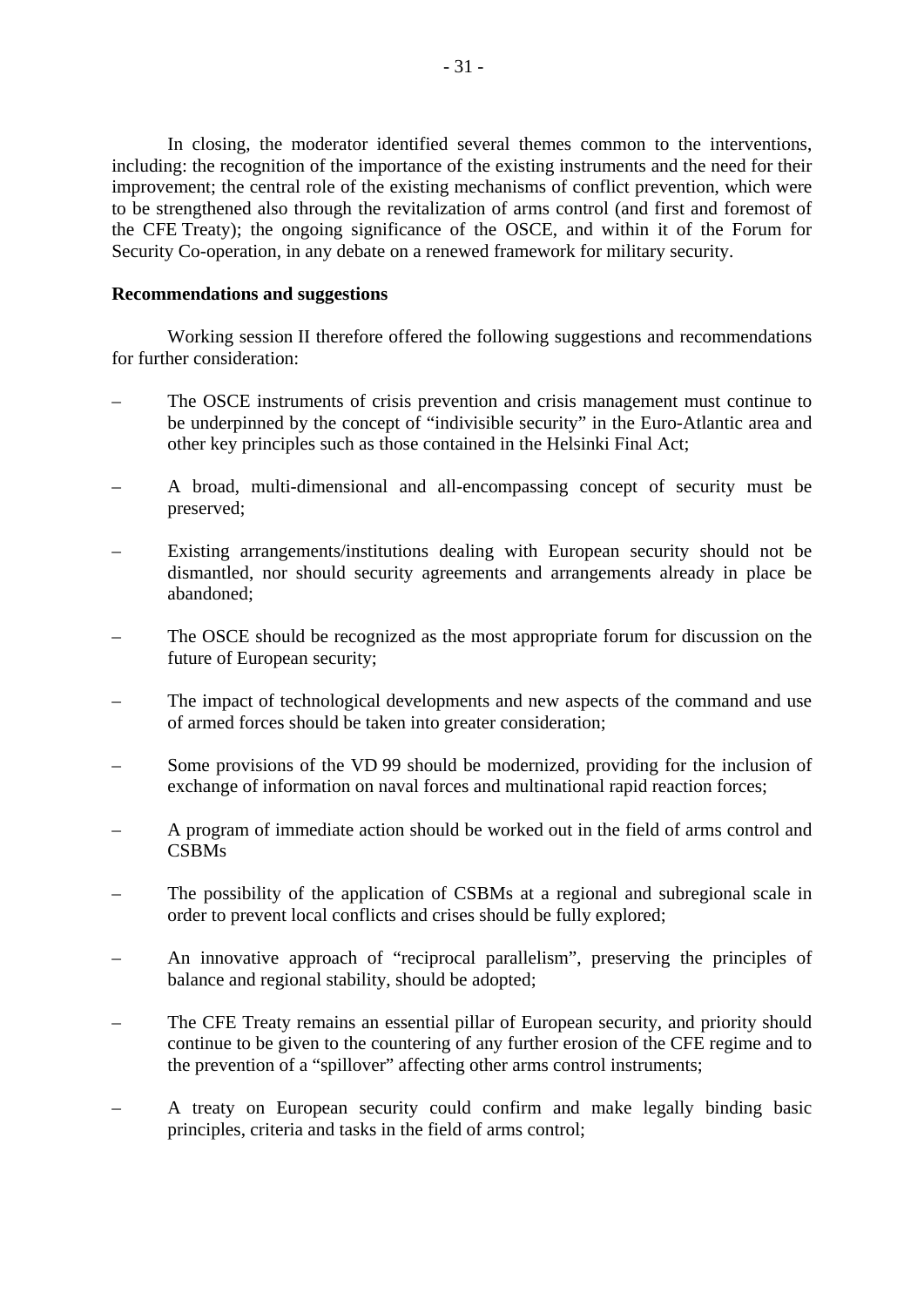In closing, the moderator identified several themes common to the interventions, including: the recognition of the importance of the existing instruments and the need for their improvement; the central role of the existing mechanisms of conflict prevention, which were to be strengthened also through the revitalization of arms control (and first and foremost of the CFE Treaty); the ongoing significance of the OSCE, and within it of the Forum for Security Co-operation, in any debate on a renewed framework for military security.

**Recommendations and suggestions**

Working session II therefore offered the following suggestions and recommendations for further consideration:

– The OSCE instruments of crisis prevention and crisis management must continue to be underpinned by the concept of "indivisible security" in the Euro-Atlantic area and other key principles such as those contained in the Helsinki Final Act;

– A broad, multi-dimensional and all-encompassing concept of security must be preserved;

– Existing arrangements/institutions dealing with European security should not be dismantled, nor should security agreements and arrangements already in place be abandoned;

– The OSCE should be recognized as the most appropriate forum for discussion on the future of European security;

– The impact of technological developments and new aspects of the command and use of armed forces should be taken into greater consideration;

– Some provisions of the VD 99 should be modernized, providing for the inclusion of exchange of information on naval forces and multinational rapid reaction forces;

– A program of immediate action should be worked out in the field of arms control and CSBMs

– The possibility of the application of CSBMs at a regional and subregional scale in order to prevent local conflicts and crises should be fully explored;

– An innovative approach of "reciprocal parallelism", preserving the principles of balance and regional stability, should be adopted;

– The CFE Treaty remains an essential pillar of European security, and priority should continue to be given to the countering of any further erosion of the CFE regime and to the prevention of a "spillover" affecting other arms control instruments;

– A treaty on European security could confirm and make legally binding basic principles, criteria and tasks in the field of arms control;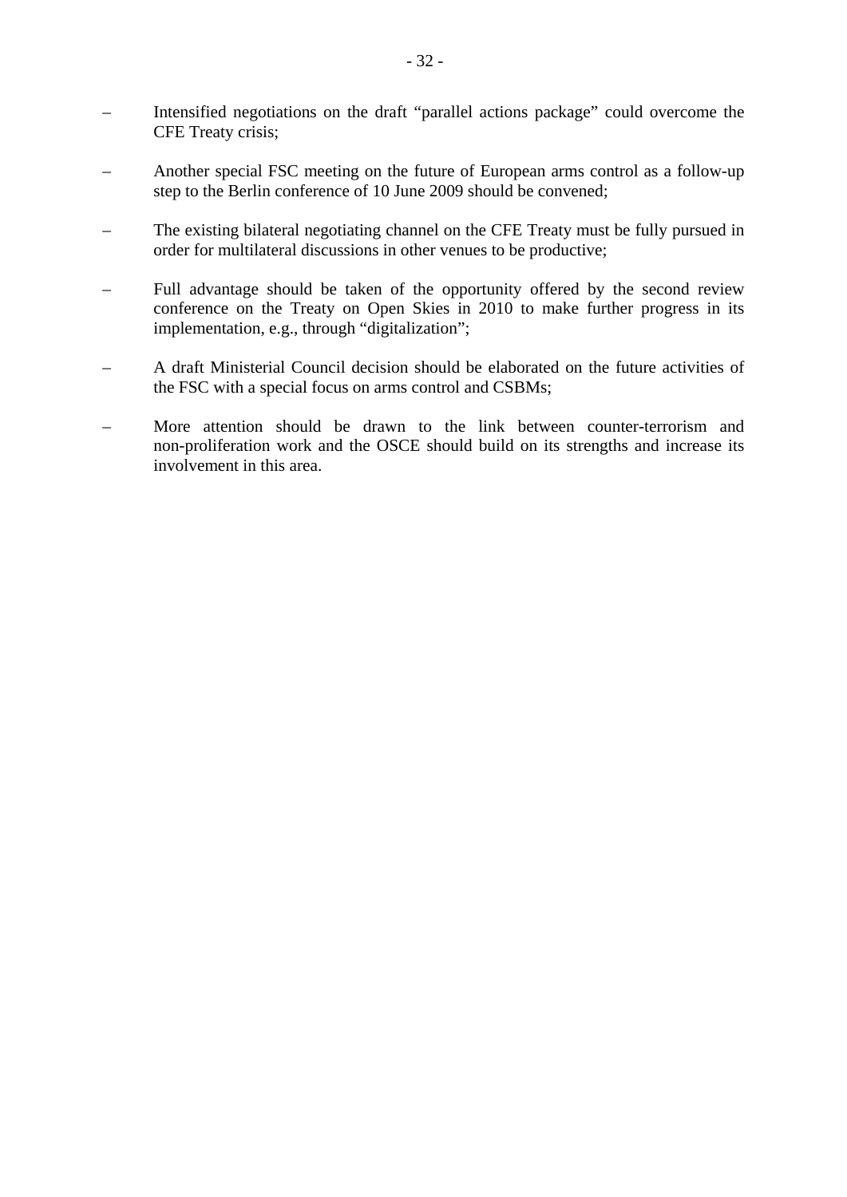- Intensified negotiations on the draft “parallel actions package” could overcome the CFE Treaty crisis;

- Another special FSC meeting on the future of European arms control as a follow-up step to the Berlin conference of 10 June 2009 should be convened;

- The existing bilateral negotiating channel on the CFE Treaty must be fully pursued in order for multilateral discussions in other venues to be productive;

- Full advantage should be taken of the opportunity offered by the second review conference on the Treaty on Open Skies in 2010 to make further progress in its implementation, e.g., through “digitalization”;

- A draft Ministerial Council decision should be elaborated on the future activities of the FSC with a special focus on arms control and CSBMs;

- More attention should be drawn to the link between counter-terrorism and non-proliferation work and the OSCE should build on its strengths and increase its involvement in this area.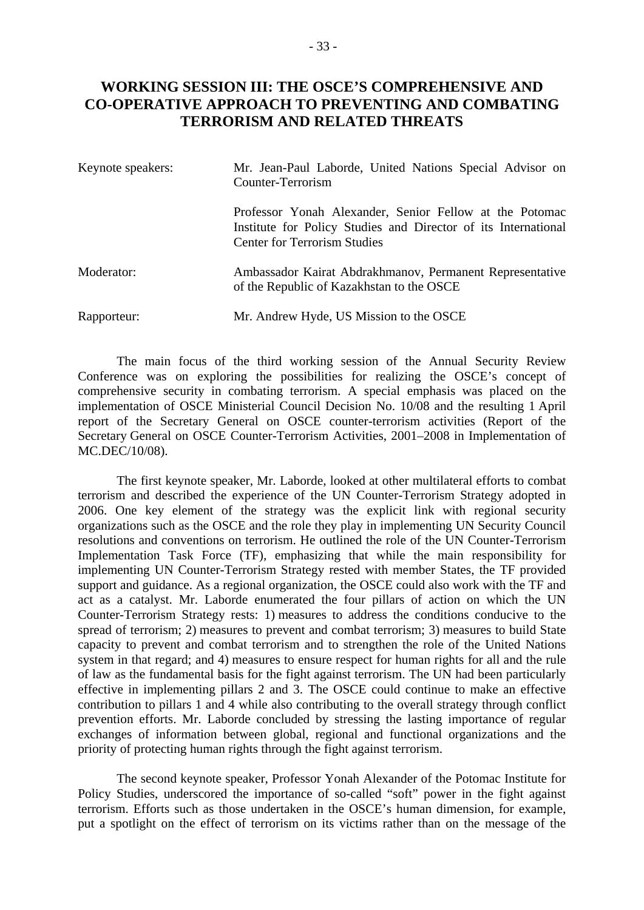# WORKING SESSION III: THE OSCE'S COMPREHENSIVE AND CO-OPERATIVE APPROACH TO PREVENTING AND COMBATING TERRORISM AND RELATED THREATS

| | |
|---|---|
| Keynote speakers: | Mr. Jean-Paul Laborde, United Nations Special Advisor on Counter-Terrorism |
| | Professor Yonah Alexander, Senior Fellow at the Potomac Institute for Policy Studies and Director of its International Center for Terrorism Studies |
| Moderator: | Ambassador Kairat Abdrakhmanov, Permanent Representative of the Republic of Kazakhstan to the OSCE |
| Rapporteur: | Mr. Andrew Hyde, US Mission to the OSCE |

The main focus of the third working session of the Annual Security Review Conference was on exploring the possibilities for realizing the OSCE's concept of comprehensive security in combating terrorism. A special emphasis was placed on the implementation of OSCE Ministerial Council Decision No. 10/08 and the resulting 1 April report of the Secretary General on OSCE counter-terrorism activities (Report of the Secretary General on OSCE Counter-Terrorism Activities, 2001–2008 in Implementation of MC.DEC/10/08).

The first keynote speaker, Mr. Laborde, looked at other multilateral efforts to combat terrorism and described the experience of the UN Counter-Terrorism Strategy adopted in 2006. One key element of the strategy was the explicit link with regional security organizations such as the OSCE and the role they play in implementing UN Security Council resolutions and conventions on terrorism. He outlined the role of the UN Counter-Terrorism Implementation Task Force (TF), emphasizing that while the main responsibility for implementing UN Counter-Terrorism Strategy rested with member States, the TF provided support and guidance. As a regional organization, the OSCE could also work with the TF and act as a catalyst. Mr. Laborde enumerated the four pillars of action on which the UN Counter-Terrorism Strategy rests: 1) measures to address the conditions conducive to the spread of terrorism; 2) measures to prevent and combat terrorism; 3) measures to build State capacity to prevent and combat terrorism and to strengthen the role of the United Nations system in that regard; and 4) measures to ensure respect for human rights for all and the rule of law as the fundamental basis for the fight against terrorism. The UN had been particularly effective in implementing pillars 2 and 3. The OSCE could continue to make an effective contribution to pillars 1 and 4 while also contributing to the overall strategy through conflict prevention efforts. Mr. Laborde concluded by stressing the lasting importance of regular exchanges of information between global, regional and functional organizations and the priority of protecting human rights through the fight against terrorism.

The second keynote speaker, Professor Yonah Alexander of the Potomac Institute for Policy Studies, underscored the importance of so-called "soft" power in the fight against terrorism. Efforts such as those undertaken in the OSCE's human dimension, for example, put a spotlight on the effect of terrorism on its victims rather than on the message of the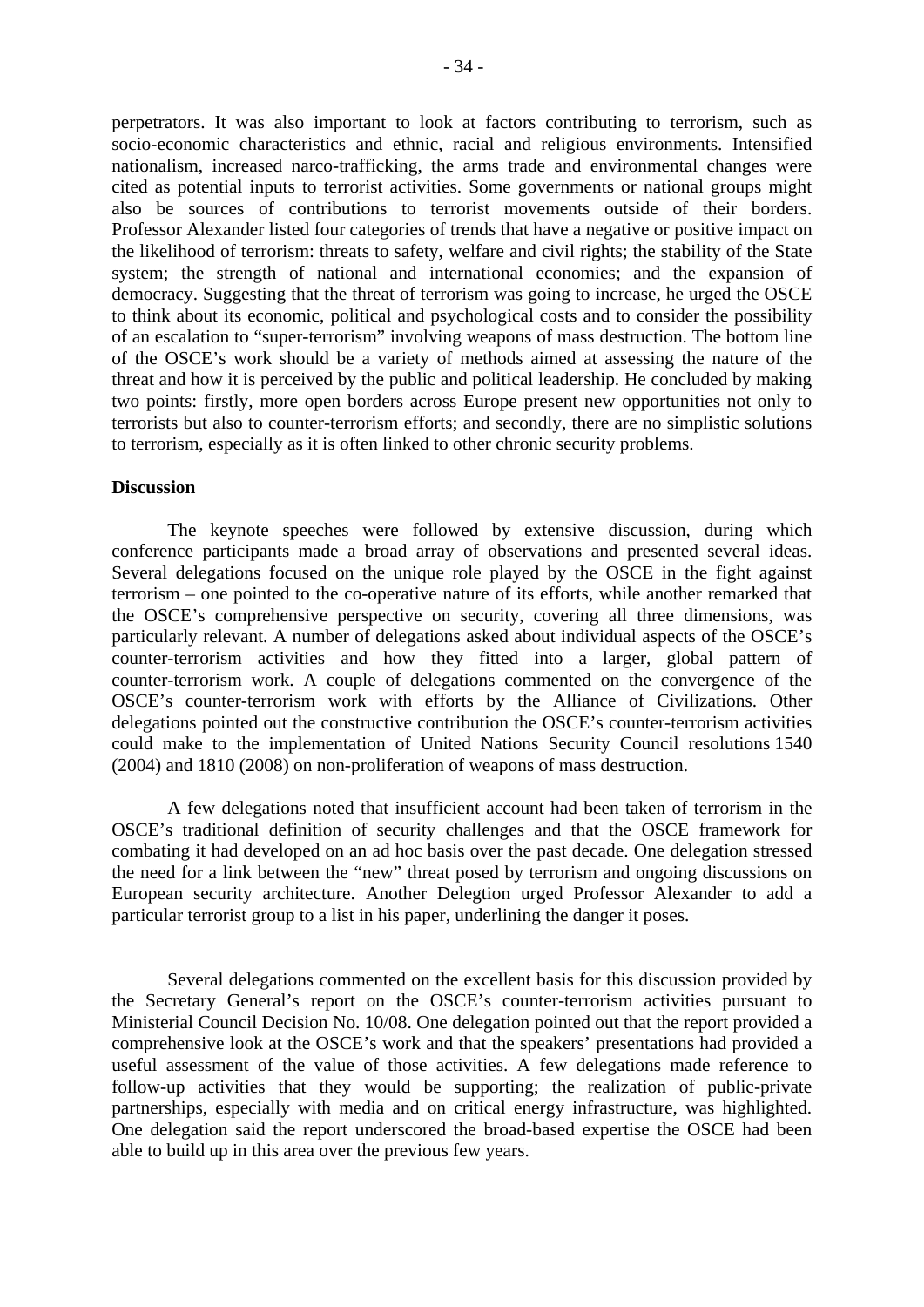perpetrators. It was also important to look at factors contributing to terrorism, such as socio-economic characteristics and ethnic, racial and religious environments. Intensified nationalism, increased narco-trafficking, the arms trade and environmental changes were cited as potential inputs to terrorist activities. Some governments or national groups might also be sources of contributions to terrorist movements outside of their borders. Professor Alexander listed four categories of trends that have a negative or positive impact on the likelihood of terrorism: threats to safety, welfare and civil rights; the stability of the State system; the strength of national and international economies; and the expansion of democracy. Suggesting that the threat of terrorism was going to increase, he urged the OSCE to think about its economic, political and psychological costs and to consider the possibility of an escalation to "super-terrorism" involving weapons of mass destruction. The bottom line of the OSCE's work should be a variety of methods aimed at assessing the nature of the threat and how it is perceived by the public and political leadership. He concluded by making two points: firstly, more open borders across Europe present new opportunities not only to terrorists but also to counter-terrorism efforts; and secondly, there are no simplistic solutions to terrorism, especially as it is often linked to other chronic security problems.

**Discussion**

The keynote speeches were followed by extensive discussion, during which conference participants made a broad array of observations and presented several ideas. Several delegations focused on the unique role played by the OSCE in the fight against terrorism – one pointed to the co-operative nature of its efforts, while another remarked that the OSCE's comprehensive perspective on security, covering all three dimensions, was particularly relevant. A number of delegations asked about individual aspects of the OSCE's counter-terrorism activities and how they fitted into a larger, global pattern of counter-terrorism work. A couple of delegations commented on the convergence of the OSCE's counter-terrorism work with efforts by the Alliance of Civilizations. Other delegations pointed out the constructive contribution the OSCE's counter-terrorism activities could make to the implementation of United Nations Security Council resolutions 1540 (2004) and 1810 (2008) on non-proliferation of weapons of mass destruction.

A few delegations noted that insufficient account had been taken of terrorism in the OSCE's traditional definition of security challenges and that the OSCE framework for combating it had developed on an ad hoc basis over the past decade. One delegation stressed the need for a link between the "new" threat posed by terrorism and ongoing discussions on European security architecture. Another Delegtion urged Professor Alexander to add a particular terrorist group to a list in his paper, underlining the danger it poses.

Several delegations commented on the excellent basis for this discussion provided by the Secretary General's report on the OSCE's counter-terrorism activities pursuant to Ministerial Council Decision No. 10/08. One delegation pointed out that the report provided a comprehensive look at the OSCE's work and that the speakers' presentations had provided a useful assessment of the value of those activities. A few delegations made reference to follow-up activities that they would be supporting; the realization of public-private partnerships, especially with media and on critical energy infrastructure, was highlighted. One delegation said the report underscored the broad-based expertise the OSCE had been able to build up in this area over the previous few years.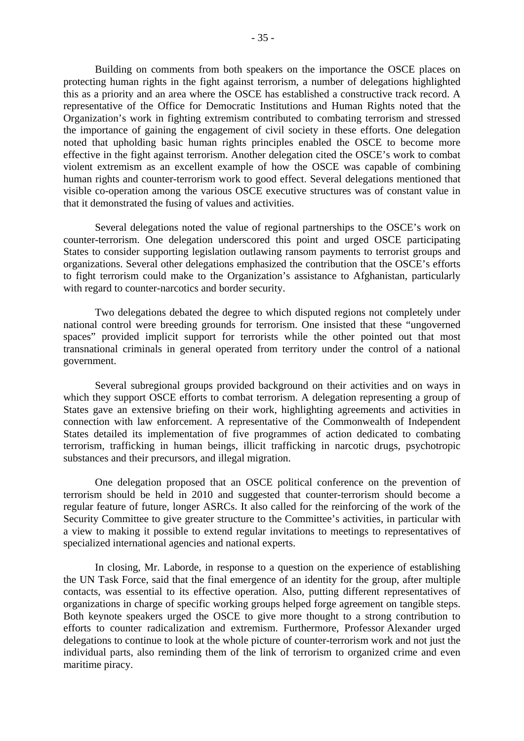Building on comments from both speakers on the importance the OSCE places on protecting human rights in the fight against terrorism, a number of delegations highlighted this as a priority and an area where the OSCE has established a constructive track record. A representative of the Office for Democratic Institutions and Human Rights noted that the Organization's work in fighting extremism contributed to combating terrorism and stressed the importance of gaining the engagement of civil society in these efforts. One delegation noted that upholding basic human rights principles enabled the OSCE to become more effective in the fight against terrorism. Another delegation cited the OSCE's work to combat violent extremism as an excellent example of how the OSCE was capable of combining human rights and counter-terrorism work to good effect. Several delegations mentioned that visible co-operation among the various OSCE executive structures was of constant value in that it demonstrated the fusing of values and activities.

Several delegations noted the value of regional partnerships to the OSCE's work on counter-terrorism. One delegation underscored this point and urged OSCE participating States to consider supporting legislation outlawing ransom payments to terrorist groups and organizations. Several other delegations emphasized the contribution that the OSCE's efforts to fight terrorism could make to the Organization's assistance to Afghanistan, particularly with regard to counter-narcotics and border security.

Two delegations debated the degree to which disputed regions not completely under national control were breeding grounds for terrorism. One insisted that these "ungoverned spaces" provided implicit support for terrorists while the other pointed out that most transnational criminals in general operated from territory under the control of a national government.

Several subregional groups provided background on their activities and on ways in which they support OSCE efforts to combat terrorism. A delegation representing a group of States gave an extensive briefing on their work, highlighting agreements and activities in connection with law enforcement. A representative of the Commonwealth of Independent States detailed its implementation of five programmes of action dedicated to combating terrorism, trafficking in human beings, illicit trafficking in narcotic drugs, psychotropic substances and their precursors, and illegal migration.

One delegation proposed that an OSCE political conference on the prevention of terrorism should be held in 2010 and suggested that counter-terrorism should become a regular feature of future, longer ASRCs. It also called for the reinforcing of the work of the Security Committee to give greater structure to the Committee's activities, in particular with a view to making it possible to extend regular invitations to meetings to representatives of specialized international agencies and national experts.

In closing, Mr. Laborde, in response to a question on the experience of establishing the UN Task Force, said that the final emergence of an identity for the group, after multiple contacts, was essential to its effective operation. Also, putting different representatives of organizations in charge of specific working groups helped forge agreement on tangible steps. Both keynote speakers urged the OSCE to give more thought to a strong contribution to efforts to counter radicalization and extremism. Furthermore, Professor Alexander urged delegations to continue to look at the whole picture of counter-terrorism work and not just the individual parts, also reminding them of the link of terrorism to organized crime and even maritime piracy.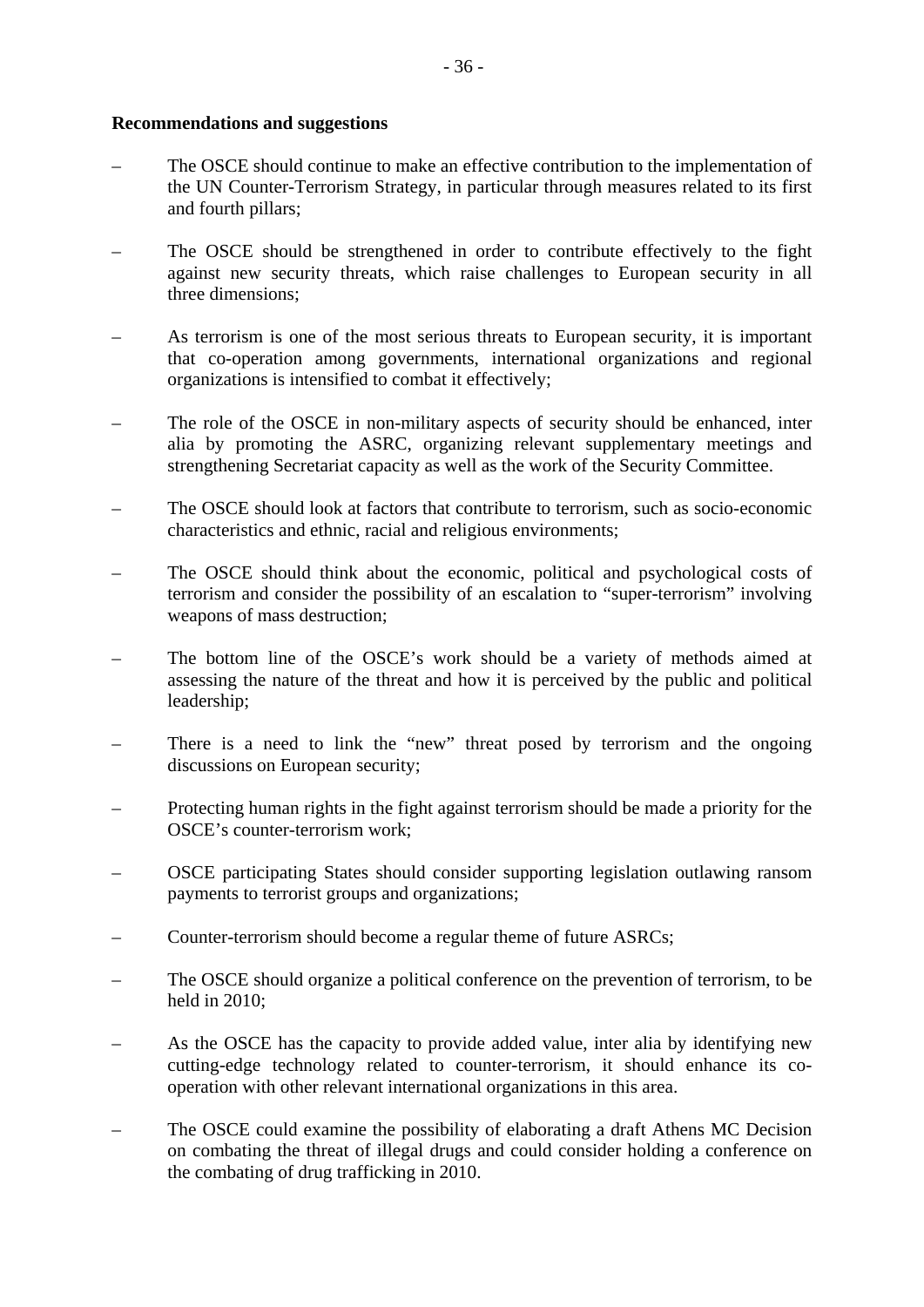**Recommendations and suggestions**

- The OSCE should continue to make an effective contribution to the implementation of the UN Counter-Terrorism Strategy, in particular through measures related to its first and fourth pillars;

- The OSCE should be strengthened in order to contribute effectively to the fight against new security threats, which raise challenges to European security in all three dimensions;

- As terrorism is one of the most serious threats to European security, it is important that co-operation among governments, international organizations and regional organizations is intensified to combat it effectively;

- The role of the OSCE in non-military aspects of security should be enhanced, inter alia by promoting the ASRC, organizing relevant supplementary meetings and strengthening Secretariat capacity as well as the work of the Security Committee.

- The OSCE should look at factors that contribute to terrorism, such as socio-economic characteristics and ethnic, racial and religious environments;

- The OSCE should think about the economic, political and psychological costs of terrorism and consider the possibility of an escalation to "super-terrorism" involving weapons of mass destruction;

- The bottom line of the OSCE's work should be a variety of methods aimed at assessing the nature of the threat and how it is perceived by the public and political leadership;

- There is a need to link the "new" threat posed by terrorism and the ongoing discussions on European security;

- Protecting human rights in the fight against terrorism should be made a priority for the OSCE's counter-terrorism work;

- OSCE participating States should consider supporting legislation outlawing ransom payments to terrorist groups and organizations;

- Counter-terrorism should become a regular theme of future ASRCs;

- The OSCE should organize a political conference on the prevention of terrorism, to be held in 2010;

- As the OSCE has the capacity to provide added value, inter alia by identifying new cutting-edge technology related to counter-terrorism, it should enhance its co-operation with other relevant international organizations in this area.

- The OSCE could examine the possibility of elaborating a draft Athens MC Decision on combating the threat of illegal drugs and could consider holding a conference on the combating of drug trafficking in 2010.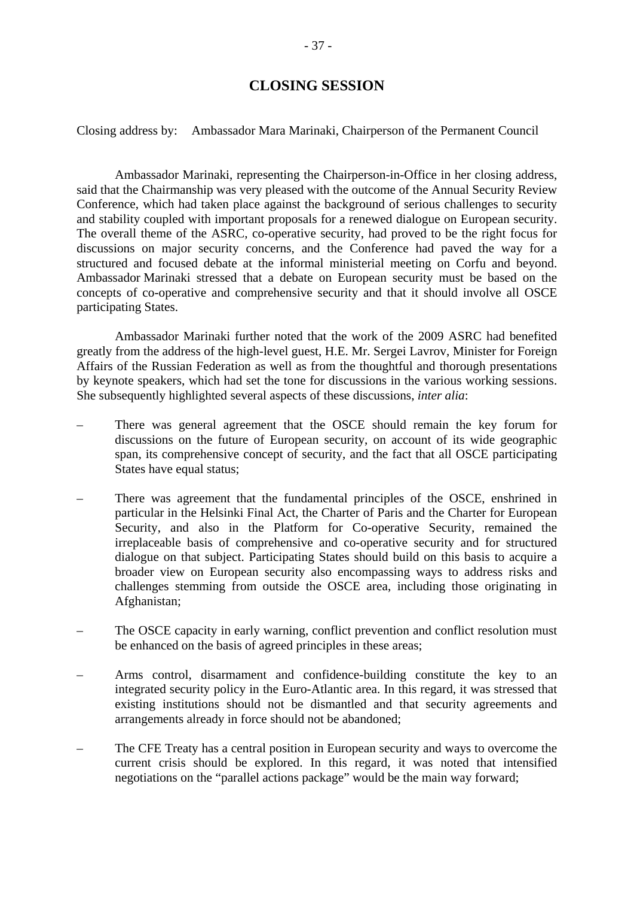# CLOSING SESSION

Closing address by: Ambassador Mara Marinaki, Chairperson of the Permanent Council

Ambassador Marinaki, representing the Chairperson-in-Office in her closing address, said that the Chairmanship was very pleased with the outcome of the Annual Security Review Conference, which had taken place against the background of serious challenges to security and stability coupled with important proposals for a renewed dialogue on European security. The overall theme of the ASRC, co-operative security, had proved to be the right focus for discussions on major security concerns, and the Conference had paved the way for a structured and focused debate at the informal ministerial meeting on Corfu and beyond. Ambassador Marinaki stressed that a debate on European security must be based on the concepts of co-operative and comprehensive security and that it should involve all OSCE participating States.

Ambassador Marinaki further noted that the work of the 2009 ASRC had benefited greatly from the address of the high-level guest, H.E. Mr. Sergei Lavrov, Minister for Foreign Affairs of the Russian Federation as well as from the thoughtful and thorough presentations by keynote speakers, which had set the tone for discussions in the various working sessions. She subsequently highlighted several aspects of these discussions, *inter alia*:

- There was general agreement that the OSCE should remain the key forum for discussions on the future of European security, on account of its wide geographic span, its comprehensive concept of security, and the fact that all OSCE participating States have equal status;

- There was agreement that the fundamental principles of the OSCE, enshrined in particular in the Helsinki Final Act, the Charter of Paris and the Charter for European Security, and also in the Platform for Co-operative Security, remained the irreplaceable basis of comprehensive and co-operative security and for structured dialogue on that subject. Participating States should build on this basis to acquire a broader view on European security also encompassing ways to address risks and challenges stemming from outside the OSCE area, including those originating in Afghanistan;

- The OSCE capacity in early warning, conflict prevention and conflict resolution must be enhanced on the basis of agreed principles in these areas;

- Arms control, disarmament and confidence-building constitute the key to an integrated security policy in the Euro-Atlantic area. In this regard, it was stressed that existing institutions should not be dismantled and that security agreements and arrangements already in force should not be abandoned;

- The CFE Treaty has a central position in European security and ways to overcome the current crisis should be explored. In this regard, it was noted that intensified negotiations on the "parallel actions package" would be the main way forward;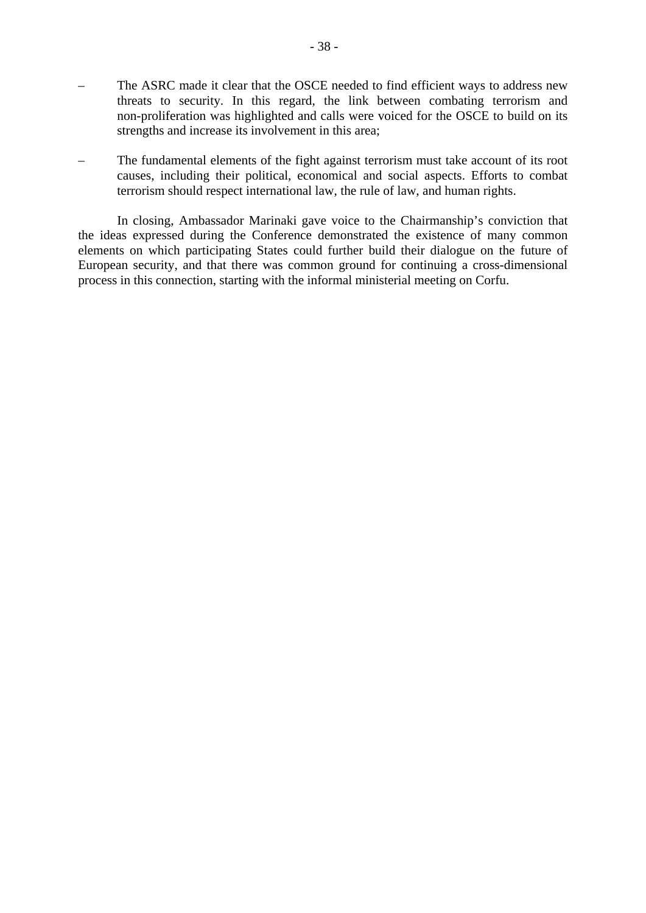- The ASRC made it clear that the OSCE needed to find efficient ways to address new threats to security. In this regard, the link between combating terrorism and non-proliferation was highlighted and calls were voiced for the OSCE to build on its strengths and increase its involvement in this area;

- The fundamental elements of the fight against terrorism must take account of its root causes, including their political, economical and social aspects. Efforts to combat terrorism should respect international law, the rule of law, and human rights.

In closing, Ambassador Marinaki gave voice to the Chairmanship's conviction that the ideas expressed during the Conference demonstrated the existence of many common elements on which participating States could further build their dialogue on the future of European security, and that there was common ground for continuing a cross-dimensional process in this connection, starting with the informal ministerial meeting on Corfu.